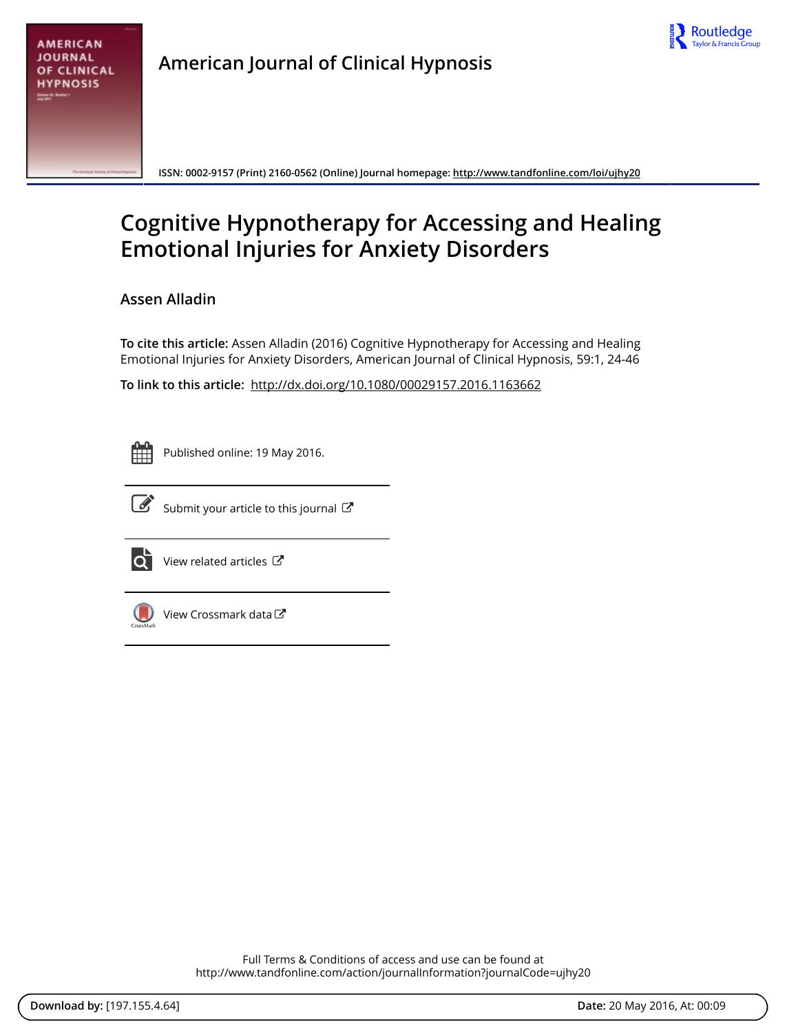American Journal of Clinical Hypnosis

ISSN: 0002-9157 (Print) 2160-0562 (Online) Journal homepage: http://www.tandfonline.com/loi/ujhy20

# Cognitive Hypnotherapy for Accessing and Healing Emotional Injuries for Anxiety Disorders

Assen Alladin

**To cite this article:** Assen Alladin (2016) Cognitive Hypnotherapy for Accessing and Healing Emotional Injuries for Anxiety Disorders, American Journal of Clinical Hypnosis, 59:1, 24-46

**To link to this article:** http://dx.doi.org/10.1080/00029157.2016.1163662

Published online: 19 May 2016.

Submit your article to this journal

View related articles

View Crossmark data

Full Terms & Conditions of access and use can be found at
http://www.tandfonline.com/action/journalInformation?journalCode=ujhy20

**Download by:** [197.155.4.64] **Date:** 20 May 2016, At: 00:09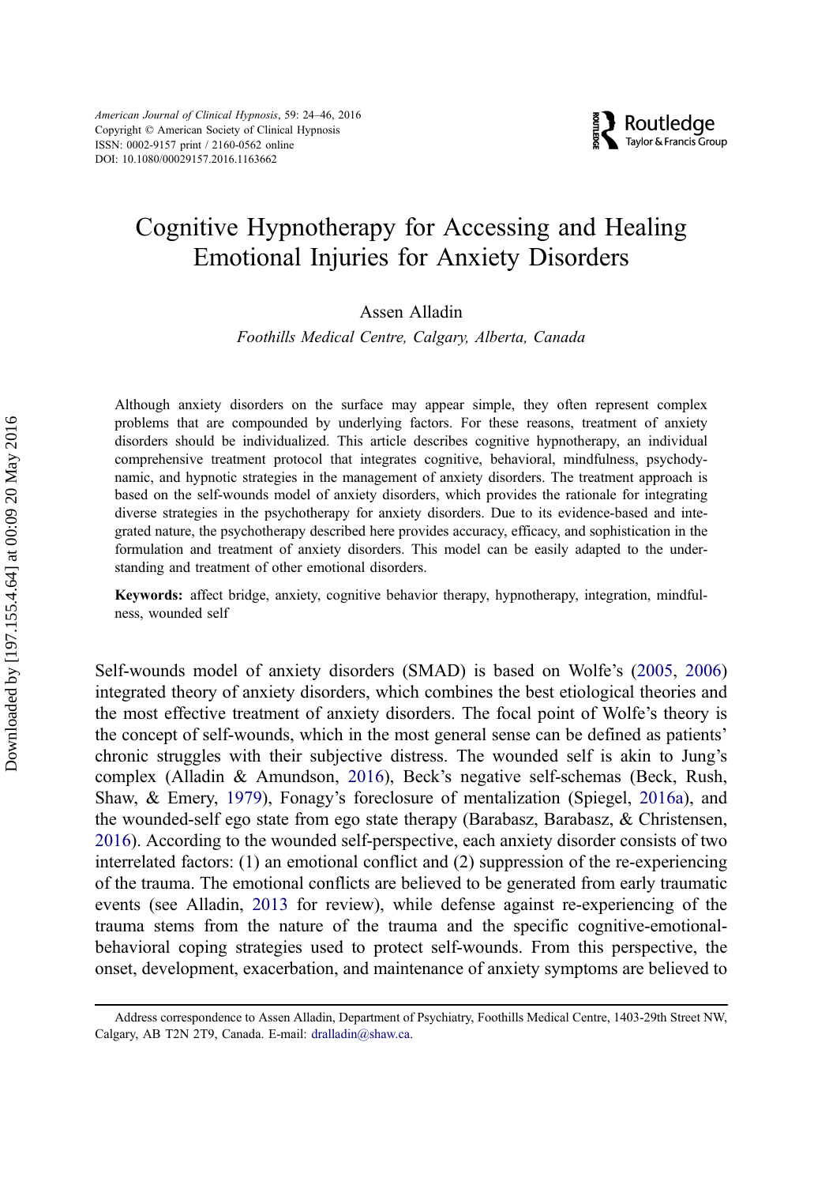# Cognitive Hypnotherapy for Accessing and Healing Emotional Injuries for Anxiety Disorders

Assen Alladin

*Foothills Medical Centre, Calgary, Alberta, Canada*

Although anxiety disorders on the surface may appear simple, they often represent complex problems that are compounded by underlying factors. For these reasons, treatment of anxiety disorders should be individualized. This article describes cognitive hypnotherapy, an individual comprehensive treatment protocol that integrates cognitive, behavioral, mindfulness, psychodynamic, and hypnotic strategies in the management of anxiety disorders. The treatment approach is based on the self-wounds model of anxiety disorders, which provides the rationale for integrating diverse strategies in the psychotherapy for anxiety disorders. Due to its evidence-based and integrated nature, the psychotherapy described here provides accuracy, efficacy, and sophistication in the formulation and treatment of anxiety disorders. This model can be easily adapted to the understanding and treatment of other emotional disorders.

**Keywords:** affect bridge, anxiety, cognitive behavior therapy, hypnotherapy, integration, mindfulness, wounded self

Self-wounds model of anxiety disorders (SMAD) is based on Wolfe's (2005, 2006) integrated theory of anxiety disorders, which combines the best etiological theories and the most effective treatment of anxiety disorders. The focal point of Wolfe's theory is the concept of self-wounds, which in the most general sense can be defined as patients' chronic struggles with their subjective distress. The wounded self is akin to Jung's complex (Alladin & Amundson, 2016), Beck's negative self-schemas (Beck, Rush, Shaw, & Emery, 1979), Fonagy's foreclosure of mentalization (Spiegel, 2016a), and the wounded-self ego state from ego state therapy (Barabasz, Barabasz, & Christensen, 2016). According to the wounded self-perspective, each anxiety disorder consists of two interrelated factors: (1) an emotional conflict and (2) suppression of the re-experiencing of the trauma. The emotional conflicts are believed to be generated from early traumatic events (see Alladin, 2013 for review), while defense against re-experiencing of the trauma stems from the nature of the trauma and the specific cognitive-emotional-behavioral coping strategies used to protect self-wounds. From this perspective, the onset, development, exacerbation, and maintenance of anxiety symptoms are believed to

Address correspondence to Assen Alladin, Department of Psychiatry, Foothills Medical Centre, 1403-29th Street NW, Calgary, AB T2N 2T9, Canada. E-mail: dralladin@shaw.ca.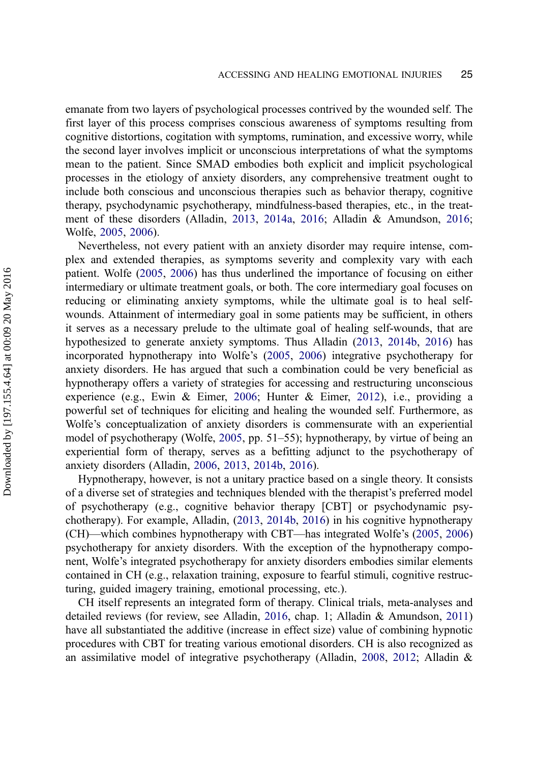emanate from two layers of psychological processes contrived by the wounded self. The first layer of this process comprises conscious awareness of symptoms resulting from cognitive distortions, cogitation with symptoms, rumination, and excessive worry, while the second layer involves implicit or unconscious interpretations of what the symptoms mean to the patient. Since SMAD embodies both explicit and implicit psychological processes in the etiology of anxiety disorders, any comprehensive treatment ought to include both conscious and unconscious therapies such as behavior therapy, cognitive therapy, psychodynamic psychotherapy, mindfulness-based therapies, etc., in the treatment of these disorders (Alladin, 2013, 2014a, 2016; Alladin & Amundson, 2016; Wolfe, 2005, 2006).

Nevertheless, not every patient with an anxiety disorder may require intense, complex and extended therapies, as symptoms severity and complexity vary with each patient. Wolfe (2005, 2006) has thus underlined the importance of focusing on either intermediary or ultimate treatment goals, or both. The core intermediary goal focuses on reducing or eliminating anxiety symptoms, while the ultimate goal is to heal self-wounds. Attainment of intermediary goal in some patients may be sufficient, in others it serves as a necessary prelude to the ultimate goal of healing self-wounds, that are hypothesized to generate anxiety symptoms. Thus Alladin (2013, 2014b, 2016) has incorporated hypnotherapy into Wolfe's (2005, 2006) integrative psychotherapy for anxiety disorders. He has argued that such a combination could be very beneficial as hypnotherapy offers a variety of strategies for accessing and restructuring unconscious experience (e.g., Ewin & Eimer, 2006; Hunter & Eimer, 2012), i.e., providing a powerful set of techniques for eliciting and healing the wounded self. Furthermore, as Wolfe's conceptualization of anxiety disorders is commensurate with an experiential model of psychotherapy (Wolfe, 2005, pp. 51–55); hypnotherapy, by virtue of being an experiential form of therapy, serves as a befitting adjunct to the psychotherapy of anxiety disorders (Alladin, 2006, 2013, 2014b, 2016).

Hypnotherapy, however, is not a unitary practice based on a single theory. It consists of a diverse set of strategies and techniques blended with the therapist's preferred model of psychotherapy (e.g., cognitive behavior therapy [CBT] or psychodynamic psychotherapy). For example, Alladin, (2013, 2014b, 2016) in his cognitive hypnotherapy (CH)—which combines hypnotherapy with CBT—has integrated Wolfe's (2005, 2006) psychotherapy for anxiety disorders. With the exception of the hypnotherapy component, Wolfe's integrated psychotherapy for anxiety disorders embodies similar elements contained in CH (e.g., relaxation training, exposure to fearful stimuli, cognitive restructuring, guided imagery training, emotional processing, etc.).

CH itself represents an integrated form of therapy. Clinical trials, meta-analyses and detailed reviews (for review, see Alladin, 2016, chap. 1; Alladin & Amundson, 2011) have all substantiated the additive (increase in effect size) value of combining hypnotic procedures with CBT for treating various emotional disorders. CH is also recognized as an assimilative model of integrative psychotherapy (Alladin, 2008, 2012; Alladin &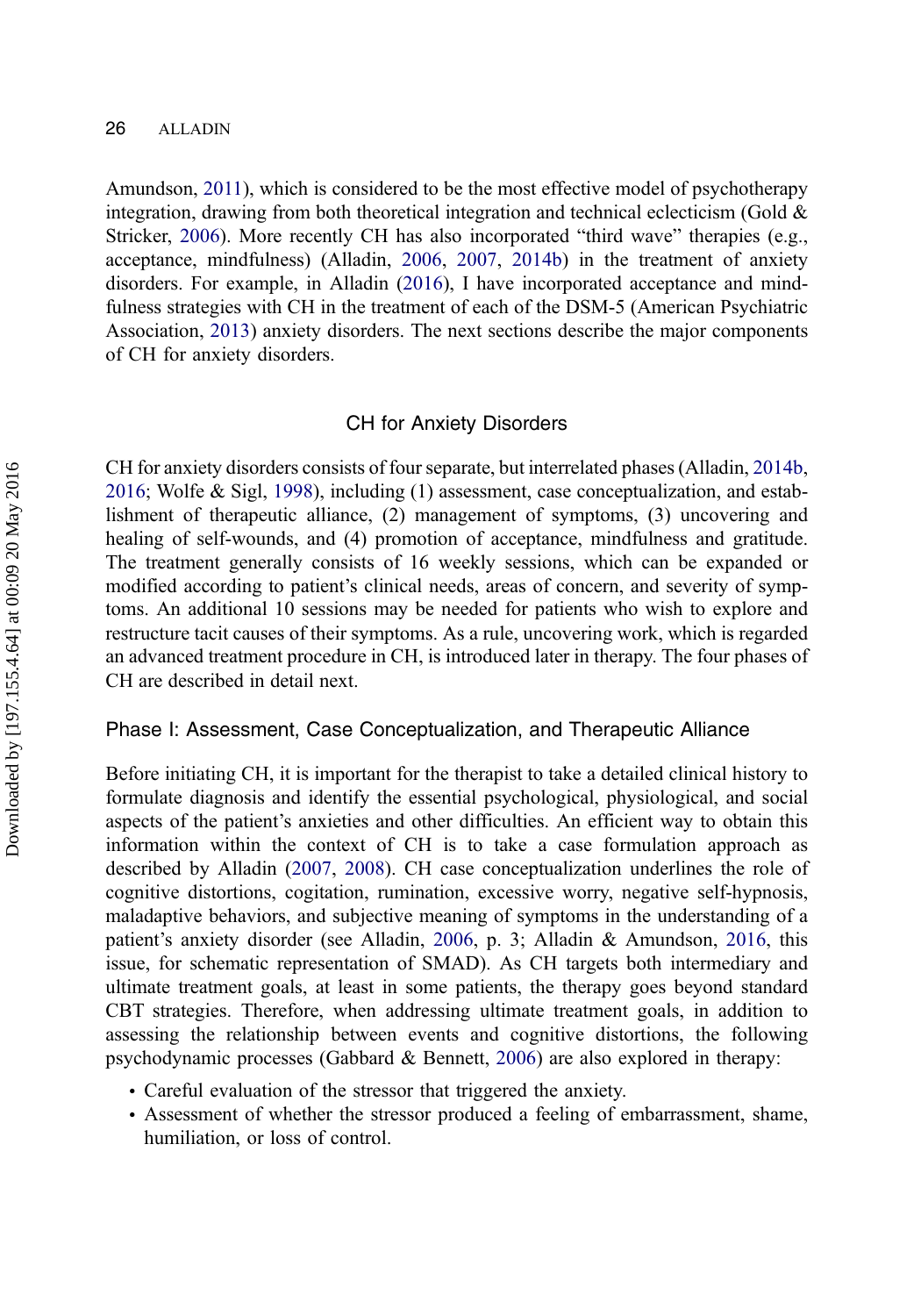Amundson, 2011), which is considered to be the most effective model of psychotherapy integration, drawing from both theoretical integration and technical eclecticism (Gold & Stricker, 2006). More recently CH has also incorporated "third wave" therapies (e.g., acceptance, mindfulness) (Alladin, 2006, 2007, 2014b) in the treatment of anxiety disorders. For example, in Alladin (2016), I have incorporated acceptance and mindfulness strategies with CH in the treatment of each of the DSM-5 (American Psychiatric Association, 2013) anxiety disorders. The next sections describe the major components of CH for anxiety disorders.

## CH for Anxiety Disorders

CH for anxiety disorders consists of four separate, but interrelated phases (Alladin, 2014b, 2016; Wolfe & Sigl, 1998), including (1) assessment, case conceptualization, and establishment of therapeutic alliance, (2) management of symptoms, (3) uncovering and healing of self-wounds, and (4) promotion of acceptance, mindfulness and gratitude. The treatment generally consists of 16 weekly sessions, which can be expanded or modified according to patient's clinical needs, areas of concern, and severity of symptoms. An additional 10 sessions may be needed for patients who wish to explore and restructure tacit causes of their symptoms. As a rule, uncovering work, which is regarded an advanced treatment procedure in CH, is introduced later in therapy. The four phases of CH are described in detail next.

### Phase I: Assessment, Case Conceptualization, and Therapeutic Alliance

Before initiating CH, it is important for the therapist to take a detailed clinical history to formulate diagnosis and identify the essential psychological, physiological, and social aspects of the patient's anxieties and other difficulties. An efficient way to obtain this information within the context of CH is to take a case formulation approach as described by Alladin (2007, 2008). CH case conceptualization underlines the role of cognitive distortions, cogitation, rumination, excessive worry, negative self-hypnosis, maladaptive behaviors, and subjective meaning of symptoms in the understanding of a patient's anxiety disorder (see Alladin, 2006, p. 3; Alladin & Amundson, 2016, this issue, for schematic representation of SMAD). As CH targets both intermediary and ultimate treatment goals, at least in some patients, the therapy goes beyond standard CBT strategies. Therefore, when addressing ultimate treatment goals, in addition to assessing the relationship between events and cognitive distortions, the following psychodynamic processes (Gabbard & Bennett, 2006) are also explored in therapy:

- Careful evaluation of the stressor that triggered the anxiety.
- Assessment of whether the stressor produced a feeling of embarrassment, shame, humiliation, or loss of control.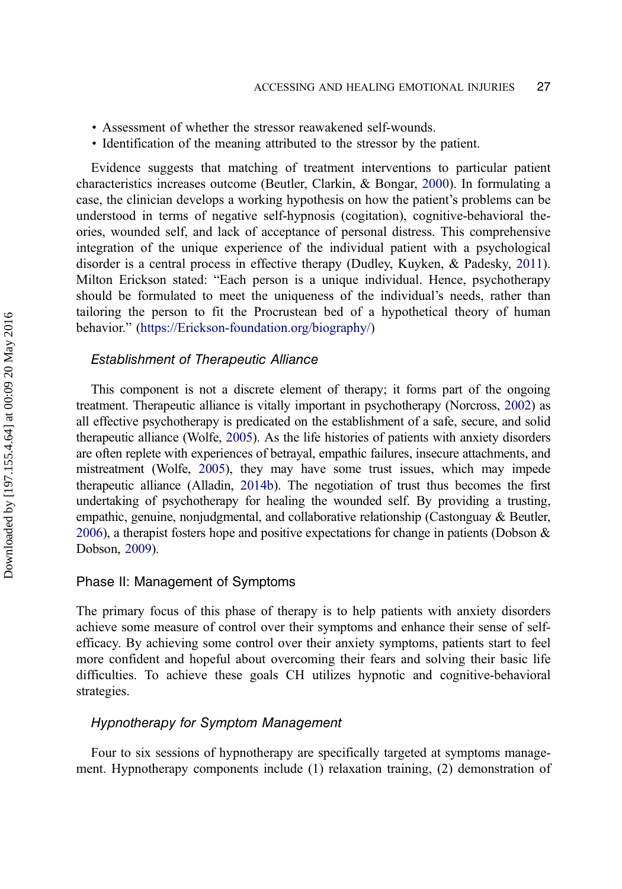- Assessment of whether the stressor reawakened self-wounds.
- Identification of the meaning attributed to the stressor by the patient.

Evidence suggests that matching of treatment interventions to particular patient characteristics increases outcome (Beutler, Clarkin, & Bongar, 2000). In formulating a case, the clinician develops a working hypothesis on how the patient's problems can be understood in terms of negative self-hypnosis (cogitation), cognitive-behavioral theories, wounded self, and lack of acceptance of personal distress. This comprehensive integration of the unique experience of the individual patient with a psychological disorder is a central process in effective therapy (Dudley, Kuyken, & Padesky, 2011). Milton Erickson stated: "Each person is a unique individual. Hence, psychotherapy should be formulated to meet the uniqueness of the individual's needs, rather than tailoring the person to fit the Procrustean bed of a hypothetical theory of human behavior." (https://Erickson-foundation.org/biography/)

### *Establishment of Therapeutic Alliance*

This component is not a discrete element of therapy; it forms part of the ongoing treatment. Therapeutic alliance is vitally important in psychotherapy (Norcross, 2002) as all effective psychotherapy is predicated on the establishment of a safe, secure, and solid therapeutic alliance (Wolfe, 2005). As the life histories of patients with anxiety disorders are often replete with experiences of betrayal, empathic failures, insecure attachments, and mistreatment (Wolfe, 2005), they may have some trust issues, which may impede therapeutic alliance (Alladin, 2014b). The negotiation of trust thus becomes the first undertaking of psychotherapy for healing the wounded self. By providing a trusting, empathic, genuine, nonjudgmental, and collaborative relationship (Castonguay & Beutler, 2006), a therapist fosters hope and positive expectations for change in patients (Dobson & Dobson, 2009).

## Phase II: Management of Symptoms

The primary focus of this phase of therapy is to help patients with anxiety disorders achieve some measure of control over their symptoms and enhance their sense of self-efficacy. By achieving some control over their anxiety symptoms, patients start to feel more confident and hopeful about overcoming their fears and solving their basic life difficulties. To achieve these goals CH utilizes hypnotic and cognitive-behavioral strategies.

### *Hypnotherapy for Symptom Management*

Four to six sessions of hypnotherapy are specifically targeted at symptoms management. Hypnotherapy components include (1) relaxation training, (2) demonstration of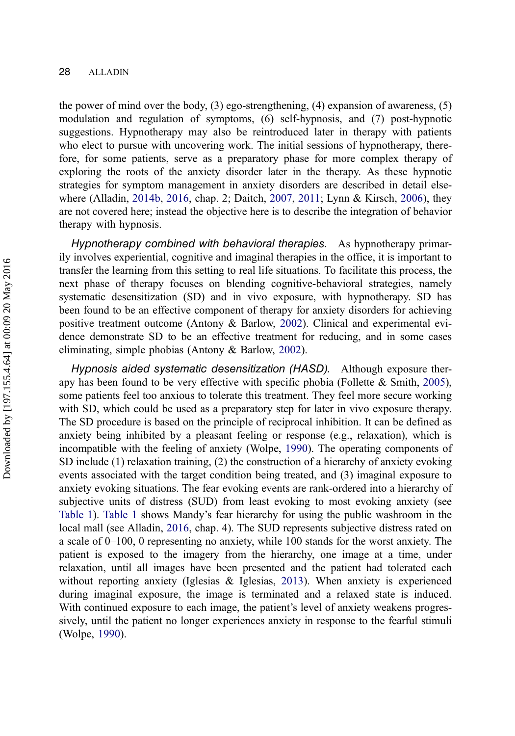the power of mind over the body, (3) ego-strengthening, (4) expansion of awareness, (5) modulation and regulation of symptoms, (6) self-hypnosis, and (7) post-hypnotic suggestions. Hypnotherapy may also be reintroduced later in therapy with patients who elect to pursue with uncovering work. The initial sessions of hypnotherapy, therefore, for some patients, serve as a preparatory phase for more complex therapy of exploring the roots of the anxiety disorder later in the therapy. As these hypnotic strategies for symptom management in anxiety disorders are described in detail elsewhere (Alladin, 2014b, 2016, chap. 2; Daitch, 2007, 2011; Lynn & Kirsch, 2006), they are not covered here; instead the objective here is to describe the integration of behavior therapy with hypnosis.

*Hypnotherapy combined with behavioral therapies.* As hypnotherapy primarily involves experiential, cognitive and imaginal therapies in the office, it is important to transfer the learning from this setting to real life situations. To facilitate this process, the next phase of therapy focuses on blending cognitive-behavioral strategies, namely systematic desensitization (SD) and in vivo exposure, with hypnotherapy. SD has been found to be an effective component of therapy for anxiety disorders for achieving positive treatment outcome (Antony & Barlow, 2002). Clinical and experimental evidence demonstrate SD to be an effective treatment for reducing, and in some cases eliminating, simple phobias (Antony & Barlow, 2002).

*Hypnosis aided systematic desensitization (HASD).* Although exposure therapy has been found to be very effective with specific phobia (Follette & Smith, 2005), some patients feel too anxious to tolerate this treatment. They feel more secure working with SD, which could be used as a preparatory step for later in vivo exposure therapy. The SD procedure is based on the principle of reciprocal inhibition. It can be defined as anxiety being inhibited by a pleasant feeling or response (e.g., relaxation), which is incompatible with the feeling of anxiety (Wolpe, 1990). The operating components of SD include (1) relaxation training, (2) the construction of a hierarchy of anxiety evoking events associated with the target condition being treated, and (3) imaginal exposure to anxiety evoking situations. The fear evoking events are rank-ordered into a hierarchy of subjective units of distress (SUD) from least evoking to most evoking anxiety (see Table 1). Table 1 shows Mandy's fear hierarchy for using the public washroom in the local mall (see Alladin, 2016, chap. 4). The SUD represents subjective distress rated on a scale of 0–100, 0 representing no anxiety, while 100 stands for the worst anxiety. The patient is exposed to the imagery from the hierarchy, one image at a time, under relaxation, until all images have been presented and the patient had tolerated each without reporting anxiety (Iglesias & Iglesias, 2013). When anxiety is experienced during imaginal exposure, the image is terminated and a relaxed state is induced. With continued exposure to each image, the patient's level of anxiety weakens progressively, until the patient no longer experiences anxiety in response to the fearful stimuli (Wolpe, 1990).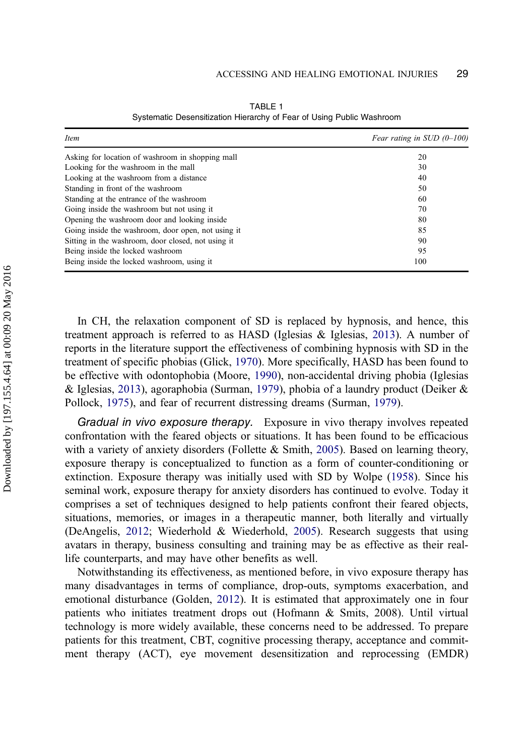TABLE 1
Systematic Desensitization Hierarchy of Fear of Using Public Washroom

| *Item* | *Fear rating in SUD (0–100)* |
|---|---|
| Asking for location of washroom in shopping mall | 20 |
| Looking for the washroom in the mall | 30 |
| Looking at the washroom from a distance | 40 |
| Standing in front of the washroom | 50 |
| Standing at the entrance of the washroom | 60 |
| Going inside the washroom but not using it | 70 |
| Opening the washroom door and looking inside | 80 |
| Going inside the washroom, door open, not using it | 85 |
| Sitting in the washroom, door closed, not using it | 90 |
| Being inside the locked washroom | 95 |
| Being inside the locked washroom, using it | 100 |

In CH, the relaxation component of SD is replaced by hypnosis, and hence, this treatment approach is referred to as HASD (Iglesias & Iglesias, 2013). A number of reports in the literature support the effectiveness of combining hypnosis with SD in the treatment of specific phobias (Glick, 1970). More specifically, HASD has been found to be effective with odontophobia (Moore, 1990), non-accidental driving phobia (Iglesias & Iglesias, 2013), agoraphobia (Surman, 1979), phobia of a laundry product (Deiker & Pollock, 1975), and fear of recurrent distressing dreams (Surman, 1979).

*Gradual in vivo exposure therapy.* Exposure in vivo therapy involves repeated confrontation with the feared objects or situations. It has been found to be efficacious with a variety of anxiety disorders (Follette & Smith, 2005). Based on learning theory, exposure therapy is conceptualized to function as a form of counter-conditioning or extinction. Exposure therapy was initially used with SD by Wolpe (1958). Since his seminal work, exposure therapy for anxiety disorders has continued to evolve. Today it comprises a set of techniques designed to help patients confront their feared objects, situations, memories, or images in a therapeutic manner, both literally and virtually (DeAngelis, 2012; Wiederhold & Wiederhold, 2005). Research suggests that using avatars in therapy, business consulting and training may be as effective as their real-life counterparts, and may have other benefits as well.

Notwithstanding its effectiveness, as mentioned before, in vivo exposure therapy has many disadvantages in terms of compliance, drop-outs, symptoms exacerbation, and emotional disturbance (Golden, 2012). It is estimated that approximately one in four patients who initiates treatment drops out (Hofmann & Smits, 2008). Until virtual technology is more widely available, these concerns need to be addressed. To prepare patients for this treatment, CBT, cognitive processing therapy, acceptance and commitment therapy (ACT), eye movement desensitization and reprocessing (EMDR)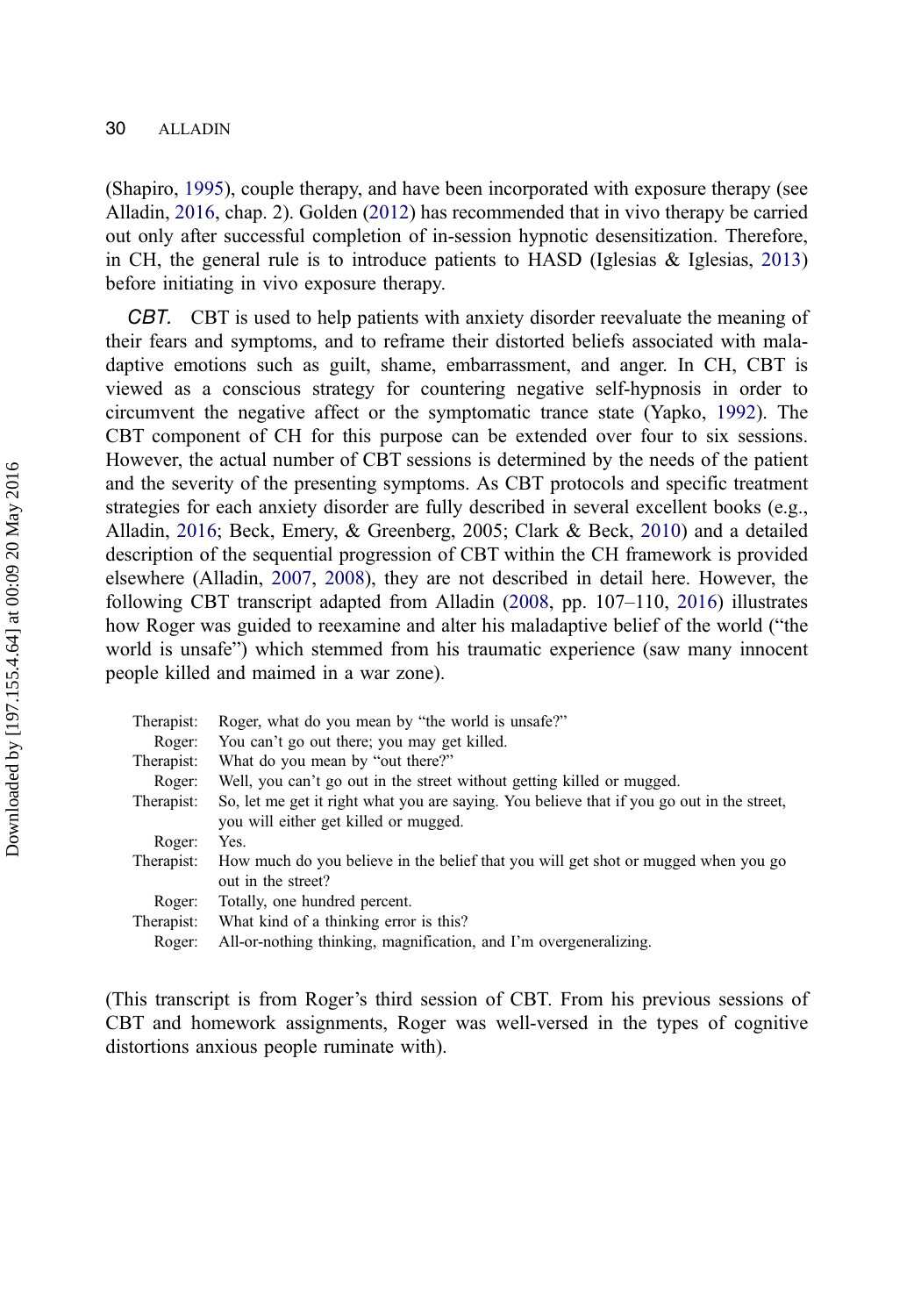(Shapiro, 1995), couple therapy, and have been incorporated with exposure therapy (see Alladin, 2016, chap. 2). Golden (2012) has recommended that in vivo therapy be carried out only after successful completion of in-session hypnotic desensitization. Therefore, in CH, the general rule is to introduce patients to HASD (Iglesias & Iglesias, 2013) before initiating in vivo exposure therapy.

*CBT.* CBT is used to help patients with anxiety disorder reevaluate the meaning of their fears and symptoms, and to reframe their distorted beliefs associated with maladaptive emotions such as guilt, shame, embarrassment, and anger. In CH, CBT is viewed as a conscious strategy for countering negative self-hypnosis in order to circumvent the negative affect or the symptomatic trance state (Yapko, 1992). The CBT component of CH for this purpose can be extended over four to six sessions. However, the actual number of CBT sessions is determined by the needs of the patient and the severity of the presenting symptoms. As CBT protocols and specific treatment strategies for each anxiety disorder are fully described in several excellent books (e.g., Alladin, 2016; Beck, Emery, & Greenberg, 2005; Clark & Beck, 2010) and a detailed description of the sequential progression of CBT within the CH framework is provided elsewhere (Alladin, 2007, 2008), they are not described in detail here. However, the following CBT transcript adapted from Alladin (2008, pp. 107–110, 2016) illustrates how Roger was guided to reexamine and alter his maladaptive belief of the world ("the world is unsafe") which stemmed from his traumatic experience (saw many innocent people killed and maimed in a war zone).

Therapist: Roger, what do you mean by "the world is unsafe?"
Roger: You can't go out there; you may get killed.
Therapist: What do you mean by "out there?"
Roger: Well, you can't go out in the street without getting killed or mugged.
Therapist: So, let me get it right what you are saying. You believe that if you go out in the street, you will either get killed or mugged.
Roger: Yes.
Therapist: How much do you believe in the belief that you will get shot or mugged when you go out in the street?
Roger: Totally, one hundred percent.
Therapist: What kind of a thinking error is this?
Roger: All-or-nothing thinking, magnification, and I'm overgeneralizing.

(This transcript is from Roger's third session of CBT. From his previous sessions of CBT and homework assignments, Roger was well-versed in the types of cognitive distortions anxious people ruminate with).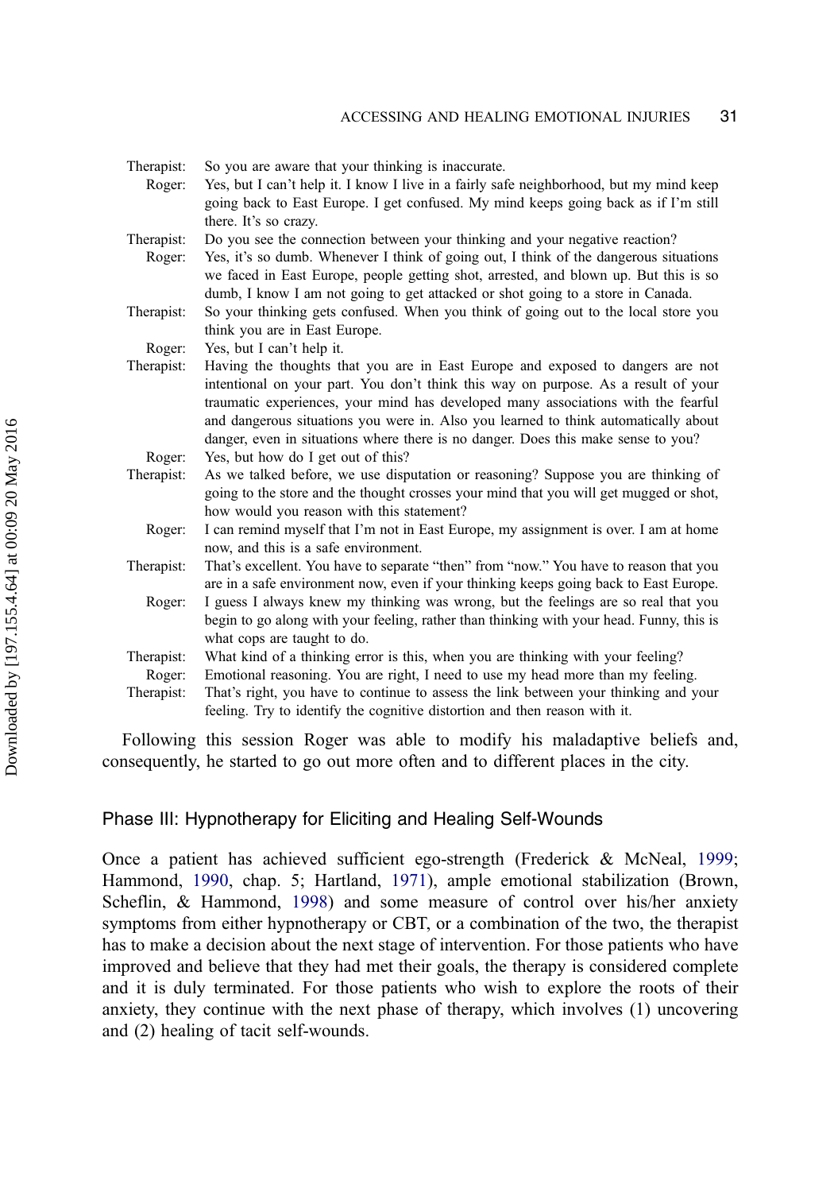Therapist: So you are aware that your thinking is inaccurate.

Roger: Yes, but I can't help it. I know I live in a fairly safe neighborhood, but my mind keep going back to East Europe. I get confused. My mind keeps going back as if I'm still there. It's so crazy.

Therapist: Do you see the connection between your thinking and your negative reaction?

Roger: Yes, it's so dumb. Whenever I think of going out, I think of the dangerous situations we faced in East Europe, people getting shot, arrested, and blown up. But this is so dumb, I know I am not going to get attacked or shot going to a store in Canada.

Therapist: So your thinking gets confused. When you think of going out to the local store you think you are in East Europe.

Roger: Yes, but I can't help it.

Therapist: Having the thoughts that you are in East Europe and exposed to dangers are not intentional on your part. You don't think this way on purpose. As a result of your traumatic experiences, your mind has developed many associations with the fearful and dangerous situations you were in. Also you learned to think automatically about danger, even in situations where there is no danger. Does this make sense to you?

Roger: Yes, but how do I get out of this?

Therapist: As we talked before, we use disputation or reasoning? Suppose you are thinking of going to the store and the thought crosses your mind that you will get mugged or shot, how would you reason with this statement?

Roger: I can remind myself that I'm not in East Europe, my assignment is over. I am at home now, and this is a safe environment.

Therapist: That's excellent. You have to separate "then" from "now." You have to reason that you are in a safe environment now, even if your thinking keeps going back to East Europe.

Roger: I guess I always knew my thinking was wrong, but the feelings are so real that you begin to go along with your feeling, rather than thinking with your head. Funny, this is what cops are taught to do.

Therapist: What kind of a thinking error is this, when you are thinking with your feeling?

Roger: Emotional reasoning. You are right, I need to use my head more than my feeling.

Therapist: That's right, you have to continue to assess the link between your thinking and your feeling. Try to identify the cognitive distortion and then reason with it.

Following this session Roger was able to modify his maladaptive beliefs and, consequently, he started to go out more often and to different places in the city.

## Phase III: Hypnotherapy for Eliciting and Healing Self-Wounds

Once a patient has achieved sufficient ego-strength (Frederick & McNeal, 1999; Hammond, 1990, chap. 5; Hartland, 1971), ample emotional stabilization (Brown, Scheflin, & Hammond, 1998) and some measure of control over his/her anxiety symptoms from either hypnotherapy or CBT, or a combination of the two, the therapist has to make a decision about the next stage of intervention. For those patients who have improved and believe that they had met their goals, the therapy is considered complete and it is duly terminated. For those patients who wish to explore the roots of their anxiety, they continue with the next phase of therapy, which involves (1) uncovering and (2) healing of tacit self-wounds.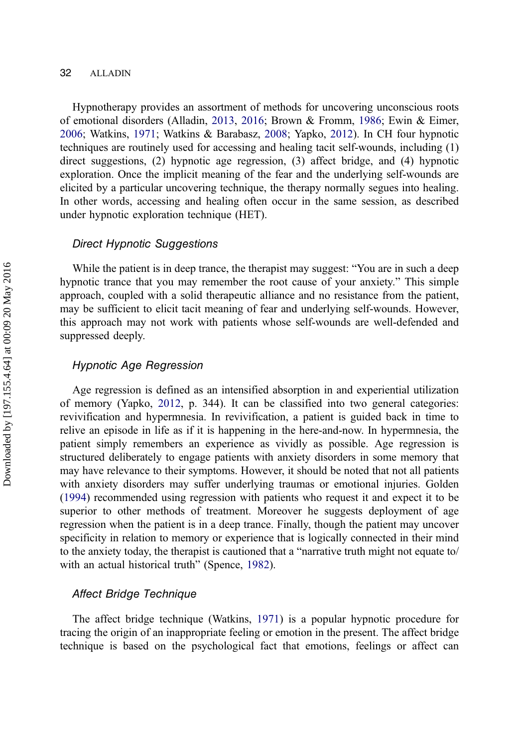Hypnotherapy provides an assortment of methods for uncovering unconscious roots of emotional disorders (Alladin, 2013, 2016; Brown & Fromm, 1986; Ewin & Eimer, 2006; Watkins, 1971; Watkins & Barabasz, 2008; Yapko, 2012). In CH four hypnotic techniques are routinely used for accessing and healing tacit self-wounds, including (1) direct suggestions, (2) hypnotic age regression, (3) affect bridge, and (4) hypnotic exploration. Once the implicit meaning of the fear and the underlying self-wounds are elicited by a particular uncovering technique, the therapy normally segues into healing. In other words, accessing and healing often occur in the same session, as described under hypnotic exploration technique (HET).

### *Direct Hypnotic Suggestions*

While the patient is in deep trance, the therapist may suggest: "You are in such a deep hypnotic trance that you may remember the root cause of your anxiety." This simple approach, coupled with a solid therapeutic alliance and no resistance from the patient, may be sufficient to elicit tacit meaning of fear and underlying self-wounds. However, this approach may not work with patients whose self-wounds are well-defended and suppressed deeply.

### *Hypnotic Age Regression*

Age regression is defined as an intensified absorption in and experiential utilization of memory (Yapko, 2012, p. 344). It can be classified into two general categories: revivification and hypermnesia. In revivification, a patient is guided back in time to relive an episode in life as if it is happening in the here-and-now. In hypermnesia, the patient simply remembers an experience as vividly as possible. Age regression is structured deliberately to engage patients with anxiety disorders in some memory that may have relevance to their symptoms. However, it should be noted that not all patients with anxiety disorders may suffer underlying traumas or emotional injuries. Golden (1994) recommended using regression with patients who request it and expect it to be superior to other methods of treatment. Moreover he suggests deployment of age regression when the patient is in a deep trance. Finally, though the patient may uncover specificity in relation to memory or experience that is logically connected in their mind to the anxiety today, the therapist is cautioned that a "narrative truth might not equate to/with an actual historical truth" (Spence, 1982).

### *Affect Bridge Technique*

The affect bridge technique (Watkins, 1971) is a popular hypnotic procedure for tracing the origin of an inappropriate feeling or emotion in the present. The affect bridge technique is based on the psychological fact that emotions, feelings or affect can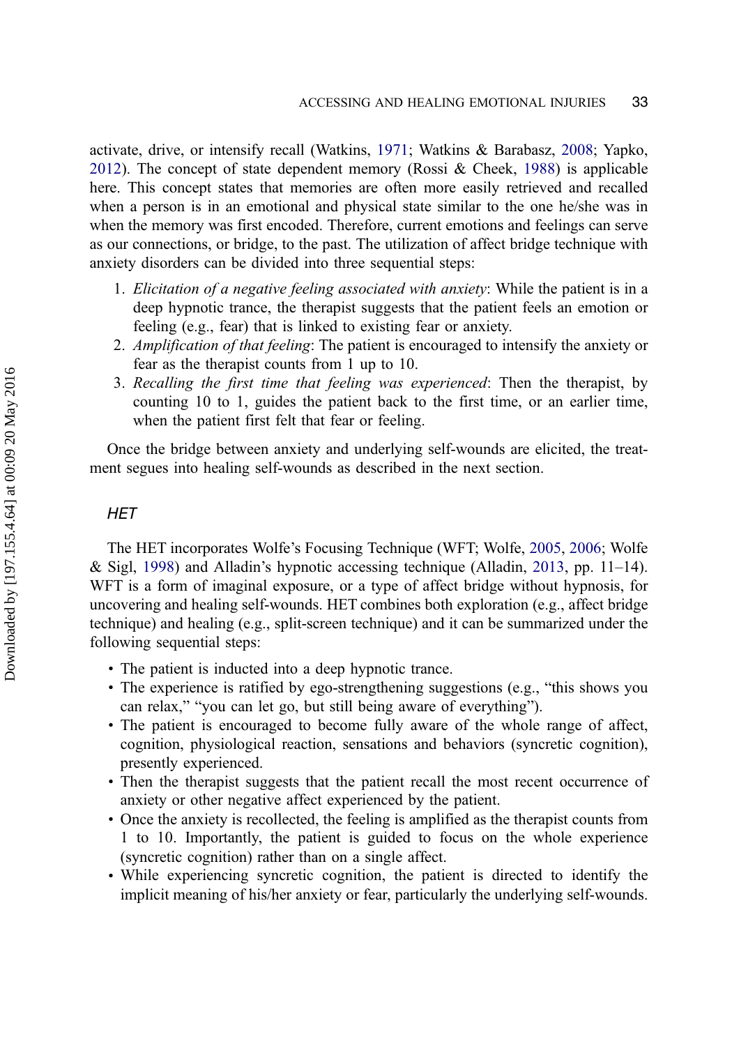activate, drive, or intensify recall (Watkins, 1971; Watkins & Barabasz, 2008; Yapko, 2012). The concept of state dependent memory (Rossi & Cheek, 1988) is applicable here. This concept states that memories are often more easily retrieved and recalled when a person is in an emotional and physical state similar to the one he/she was in when the memory was first encoded. Therefore, current emotions and feelings can serve as our connections, or bridge, to the past. The utilization of affect bridge technique with anxiety disorders can be divided into three sequential steps:

1. *Elicitation of a negative feeling associated with anxiety*: While the patient is in a deep hypnotic trance, the therapist suggests that the patient feels an emotion or feeling (e.g., fear) that is linked to existing fear or anxiety.
2. *Amplification of that feeling*: The patient is encouraged to intensify the anxiety or fear as the therapist counts from 1 up to 10.
3. *Recalling the first time that feeling was experienced*: Then the therapist, by counting 10 to 1, guides the patient back to the first time, or an earlier time, when the patient first felt that fear or feeling.

Once the bridge between anxiety and underlying self-wounds are elicited, the treatment segues into healing self-wounds as described in the next section.

### *HET*

The HET incorporates Wolfe's Focusing Technique (WFT; Wolfe, 2005, 2006; Wolfe & Sigl, 1998) and Alladin's hypnotic accessing technique (Alladin, 2013, pp. 11–14). WFT is a form of imaginal exposure, or a type of affect bridge without hypnosis, for uncovering and healing self-wounds. HET combines both exploration (e.g., affect bridge technique) and healing (e.g., split-screen technique) and it can be summarized under the following sequential steps:

- The patient is inducted into a deep hypnotic trance.
- The experience is ratified by ego-strengthening suggestions (e.g., "this shows you can relax," "you can let go, but still being aware of everything").
- The patient is encouraged to become fully aware of the whole range of affect, cognition, physiological reaction, sensations and behaviors (syncretic cognition), presently experienced.
- Then the therapist suggests that the patient recall the most recent occurrence of anxiety or other negative affect experienced by the patient.
- Once the anxiety is recollected, the feeling is amplified as the therapist counts from 1 to 10. Importantly, the patient is guided to focus on the whole experience (syncretic cognition) rather than on a single affect.
- While experiencing syncretic cognition, the patient is directed to identify the implicit meaning of his/her anxiety or fear, particularly the underlying self-wounds.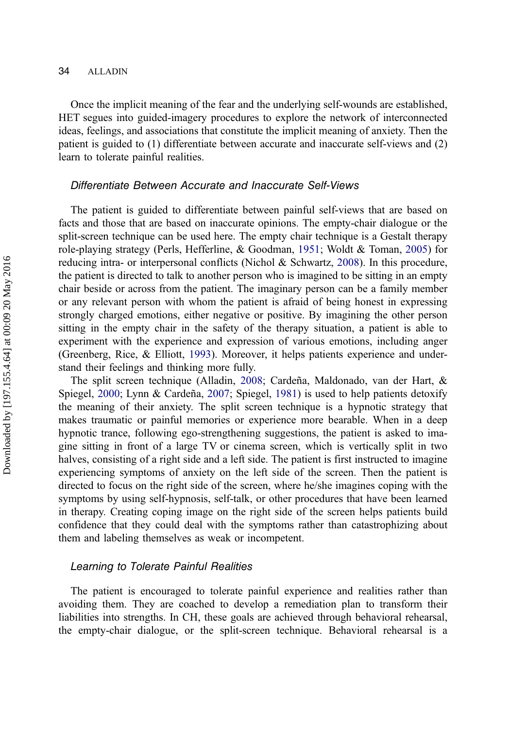Once the implicit meaning of the fear and the underlying self-wounds are established, HET segues into guided-imagery procedures to explore the network of interconnected ideas, feelings, and associations that constitute the implicit meaning of anxiety. Then the patient is guided to (1) differentiate between accurate and inaccurate self-views and (2) learn to tolerate painful realities.

### *Differentiate Between Accurate and Inaccurate Self-Views*

The patient is guided to differentiate between painful self-views that are based on facts and those that are based on inaccurate opinions. The empty-chair dialogue or the split-screen technique can be used here. The empty chair technique is a Gestalt therapy role-playing strategy (Perls, Hefferline, & Goodman, 1951; Woldt & Toman, 2005) for reducing intra- or interpersonal conflicts (Nichol & Schwartz, 2008). In this procedure, the patient is directed to talk to another person who is imagined to be sitting in an empty chair beside or across from the patient. The imaginary person can be a family member or any relevant person with whom the patient is afraid of being honest in expressing strongly charged emotions, either negative or positive. By imagining the other person sitting in the empty chair in the safety of the therapy situation, a patient is able to experiment with the experience and expression of various emotions, including anger (Greenberg, Rice, & Elliott, 1993). Moreover, it helps patients experience and understand their feelings and thinking more fully.

The split screen technique (Alladin, 2008; Cardeña, Maldonado, van der Hart, & Spiegel, 2000; Lynn & Cardeña, 2007; Spiegel, 1981) is used to help patients detoxify the meaning of their anxiety. The split screen technique is a hypnotic strategy that makes traumatic or painful memories or experience more bearable. When in a deep hypnotic trance, following ego-strengthening suggestions, the patient is asked to imagine sitting in front of a large TV or cinema screen, which is vertically split in two halves, consisting of a right side and a left side. The patient is first instructed to imagine experiencing symptoms of anxiety on the left side of the screen. Then the patient is directed to focus on the right side of the screen, where he/she imagines coping with the symptoms by using self-hypnosis, self-talk, or other procedures that have been learned in therapy. Creating coping image on the right side of the screen helps patients build confidence that they could deal with the symptoms rather than catastrophizing about them and labeling themselves as weak or incompetent.

### *Learning to Tolerate Painful Realities*

The patient is encouraged to tolerate painful experience and realities rather than avoiding them. They are coached to develop a remediation plan to transform their liabilities into strengths. In CH, these goals are achieved through behavioral rehearsal, the empty-chair dialogue, or the split-screen technique. Behavioral rehearsal is a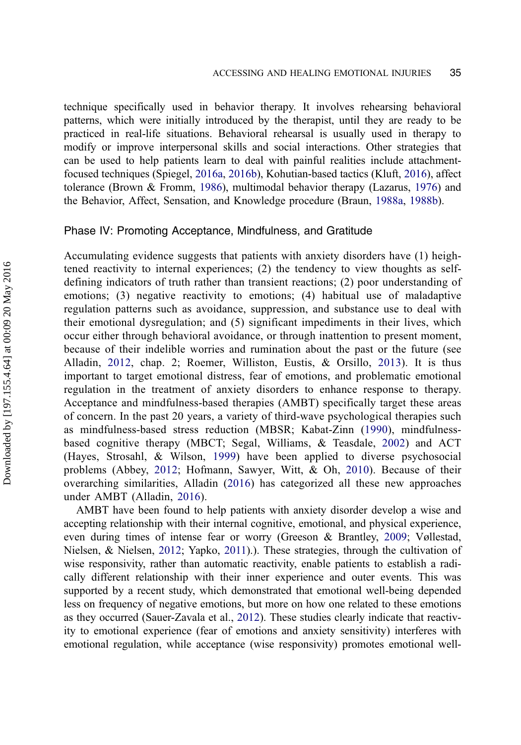technique specifically used in behavior therapy. It involves rehearsing behavioral patterns, which were initially introduced by the therapist, until they are ready to be practiced in real-life situations. Behavioral rehearsal is usually used in therapy to modify or improve interpersonal skills and social interactions. Other strategies that can be used to help patients learn to deal with painful realities include attachment-focused techniques (Spiegel, 2016a, 2016b), Kohutian-based tactics (Kluft, 2016), affect tolerance (Brown & Fromm, 1986), multimodal behavior therapy (Lazarus, 1976) and the Behavior, Affect, Sensation, and Knowledge procedure (Braun, 1988a, 1988b).

## Phase IV: Promoting Acceptance, Mindfulness, and Gratitude

Accumulating evidence suggests that patients with anxiety disorders have (1) heightened reactivity to internal experiences; (2) the tendency to view thoughts as self-defining indicators of truth rather than transient reactions; (2) poor understanding of emotions; (3) negative reactivity to emotions; (4) habitual use of maladaptive regulation patterns such as avoidance, suppression, and substance use to deal with their emotional dysregulation; and (5) significant impediments in their lives, which occur either through behavioral avoidance, or through inattention to present moment, because of their indelible worries and rumination about the past or the future (see Alladin, 2012, chap. 2; Roemer, Williston, Eustis, & Orsillo, 2013). It is thus important to target emotional distress, fear of emotions, and problematic emotional regulation in the treatment of anxiety disorders to enhance response to therapy. Acceptance and mindfulness-based therapies (AMBT) specifically target these areas of concern. In the past 20 years, a variety of third-wave psychological therapies such as mindfulness-based stress reduction (MBSR; Kabat-Zinn (1990), mindfulness-based cognitive therapy (MBCT; Segal, Williams, & Teasdale, 2002) and ACT (Hayes, Strosahl, & Wilson, 1999) have been applied to diverse psychosocial problems (Abbey, 2012; Hofmann, Sawyer, Witt, & Oh, 2010). Because of their overarching similarities, Alladin (2016) has categorized all these new approaches under AMBT (Alladin, 2016).

AMBT have been found to help patients with anxiety disorder develop a wise and accepting relationship with their internal cognitive, emotional, and physical experience, even during times of intense fear or worry (Greeson & Brantley, 2009; Vøllestad, Nielsen, & Nielsen, 2012; Yapko, 2011).). These strategies, through the cultivation of wise responsivity, rather than automatic reactivity, enable patients to establish a radically different relationship with their inner experience and outer events. This was supported by a recent study, which demonstrated that emotional well-being depended less on frequency of negative emotions, but more on how one related to these emotions as they occurred (Sauer-Zavala et al., 2012). These studies clearly indicate that reactivity to emotional experience (fear of emotions and anxiety sensitivity) interferes with emotional regulation, while acceptance (wise responsivity) promotes emotional well-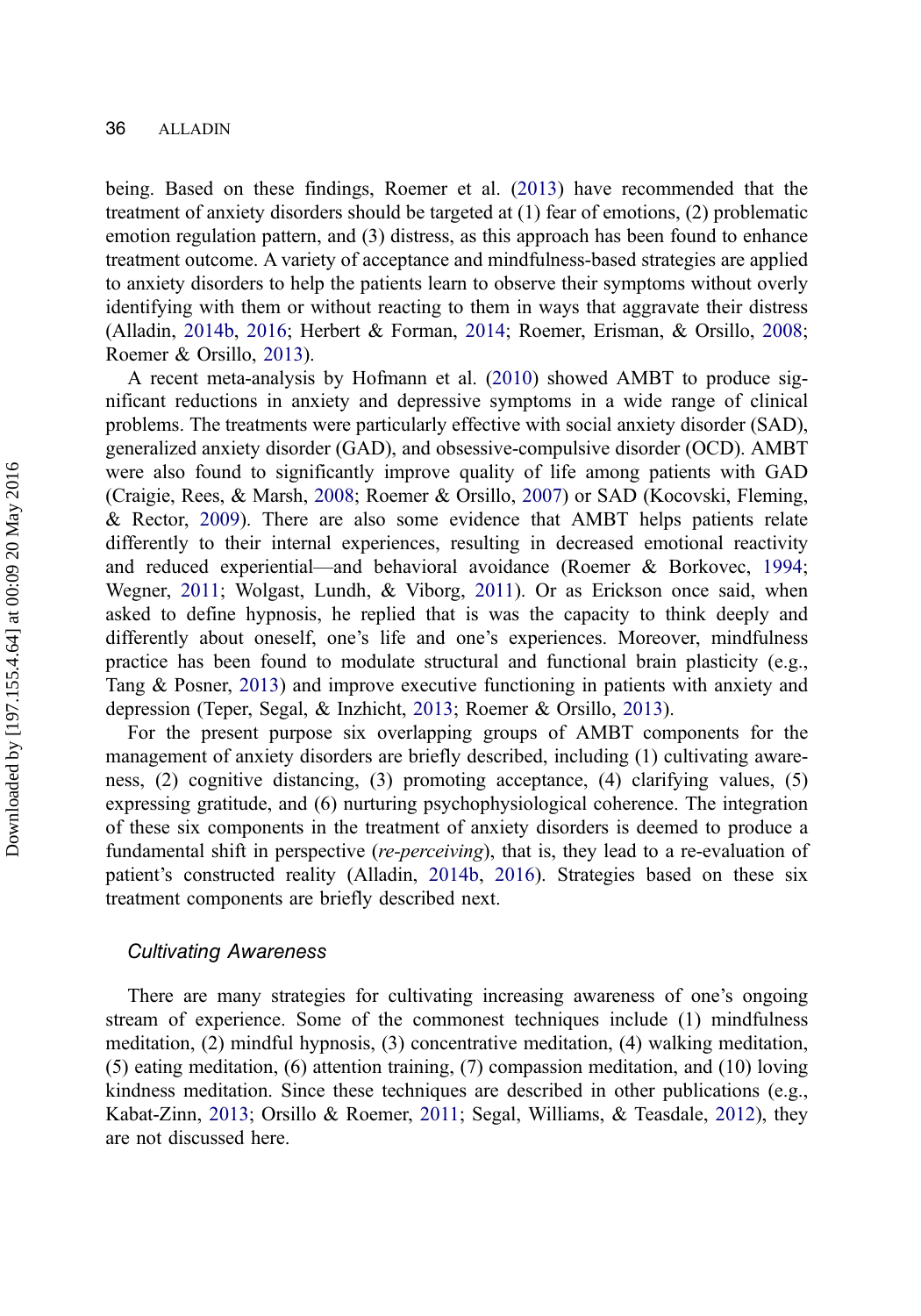being. Based on these findings, Roemer et al. (2013) have recommended that the treatment of anxiety disorders should be targeted at (1) fear of emotions, (2) problematic emotion regulation pattern, and (3) distress, as this approach has been found to enhance treatment outcome. A variety of acceptance and mindfulness-based strategies are applied to anxiety disorders to help the patients learn to observe their symptoms without overly identifying with them or without reacting to them in ways that aggravate their distress (Alladin, 2014b, 2016; Herbert & Forman, 2014; Roemer, Erisman, & Orsillo, 2008; Roemer & Orsillo, 2013).

A recent meta-analysis by Hofmann et al. (2010) showed AMBT to produce significant reductions in anxiety and depressive symptoms in a wide range of clinical problems. The treatments were particularly effective with social anxiety disorder (SAD), generalized anxiety disorder (GAD), and obsessive-compulsive disorder (OCD). AMBT were also found to significantly improve quality of life among patients with GAD (Craigie, Rees, & Marsh, 2008; Roemer & Orsillo, 2007) or SAD (Kocovski, Fleming, & Rector, 2009). There are also some evidence that AMBT helps patients relate differently to their internal experiences, resulting in decreased emotional reactivity and reduced experiential—and behavioral avoidance (Roemer & Borkovec, 1994; Wegner, 2011; Wolgast, Lundh, & Viborg, 2011). Or as Erickson once said, when asked to define hypnosis, he replied that is was the capacity to think deeply and differently about oneself, one's life and one's experiences. Moreover, mindfulness practice has been found to modulate structural and functional brain plasticity (e.g., Tang & Posner, 2013) and improve executive functioning in patients with anxiety and depression (Teper, Segal, & Inzhicht, 2013; Roemer & Orsillo, 2013).

For the present purpose six overlapping groups of AMBT components for the management of anxiety disorders are briefly described, including (1) cultivating awareness, (2) cognitive distancing, (3) promoting acceptance, (4) clarifying values, (5) expressing gratitude, and (6) nurturing psychophysiological coherence. The integration of these six components in the treatment of anxiety disorders is deemed to produce a fundamental shift in perspective (*re-perceiving*), that is, they lead to a re-evaluation of patient's constructed reality (Alladin, 2014b, 2016). Strategies based on these six treatment components are briefly described next.

### *Cultivating Awareness*

There are many strategies for cultivating increasing awareness of one's ongoing stream of experience. Some of the commonest techniques include (1) mindfulness meditation, (2) mindful hypnosis, (3) concentrative meditation, (4) walking meditation, (5) eating meditation, (6) attention training, (7) compassion meditation, and (10) loving kindness meditation. Since these techniques are described in other publications (e.g., Kabat-Zinn, 2013; Orsillo & Roemer, 2011; Segal, Williams, & Teasdale, 2012), they are not discussed here.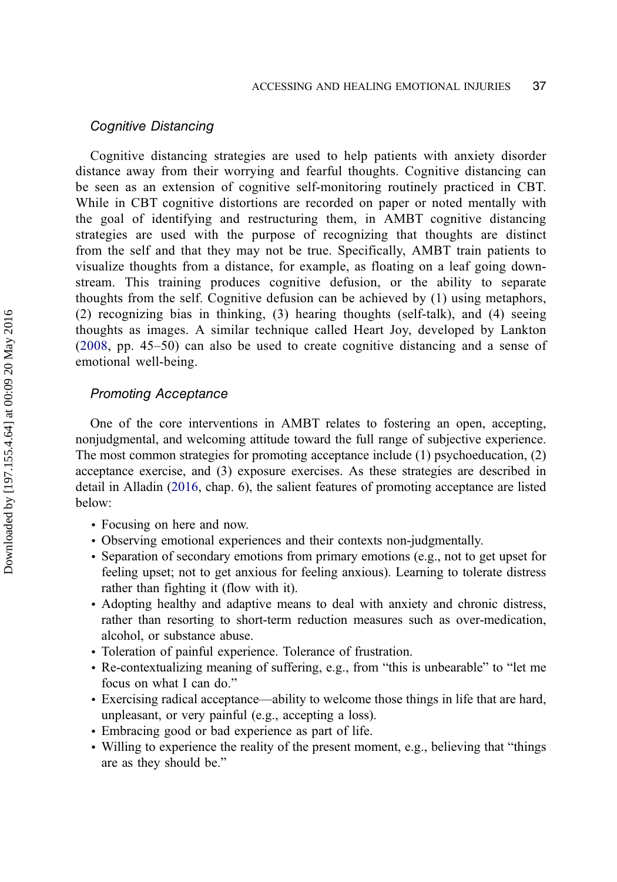### Cognitive Distancing

Cognitive distancing strategies are used to help patients with anxiety disorder distance away from their worrying and fearful thoughts. Cognitive distancing can be seen as an extension of cognitive self-monitoring routinely practiced in CBT. While in CBT cognitive distortions are recorded on paper or noted mentally with the goal of identifying and restructuring them, in AMBT cognitive distancing strategies are used with the purpose of recognizing that thoughts are distinct from the self and that they may not be true. Specifically, AMBT train patients to visualize thoughts from a distance, for example, as floating on a leaf going downstream. This training produces cognitive defusion, or the ability to separate thoughts from the self. Cognitive defusion can be achieved by (1) using metaphors, (2) recognizing bias in thinking, (3) hearing thoughts (self-talk), and (4) seeing thoughts as images. A similar technique called Heart Joy, developed by Lankton (2008, pp. 45–50) can also be used to create cognitive distancing and a sense of emotional well-being.

### Promoting Acceptance

One of the core interventions in AMBT relates to fostering an open, accepting, nonjudgmental, and welcoming attitude toward the full range of subjective experience. The most common strategies for promoting acceptance include (1) psychoeducation, (2) acceptance exercise, and (3) exposure exercises. As these strategies are described in detail in Alladin (2016, chap. 6), the salient features of promoting acceptance are listed below:

- Focusing on here and now.
- Observing emotional experiences and their contexts non-judgmentally.
- Separation of secondary emotions from primary emotions (e.g., not to get upset for feeling upset; not to get anxious for feeling anxious). Learning to tolerate distress rather than fighting it (flow with it).
- Adopting healthy and adaptive means to deal with anxiety and chronic distress, rather than resorting to short-term reduction measures such as over-medication, alcohol, or substance abuse.
- Toleration of painful experience. Tolerance of frustration.
- Re-contextualizing meaning of suffering, e.g., from "this is unbearable" to "let me focus on what I can do."
- Exercising radical acceptance—ability to welcome those things in life that are hard, unpleasant, or very painful (e.g., accepting a loss).
- Embracing good or bad experience as part of life.
- Willing to experience the reality of the present moment, e.g., believing that "things are as they should be."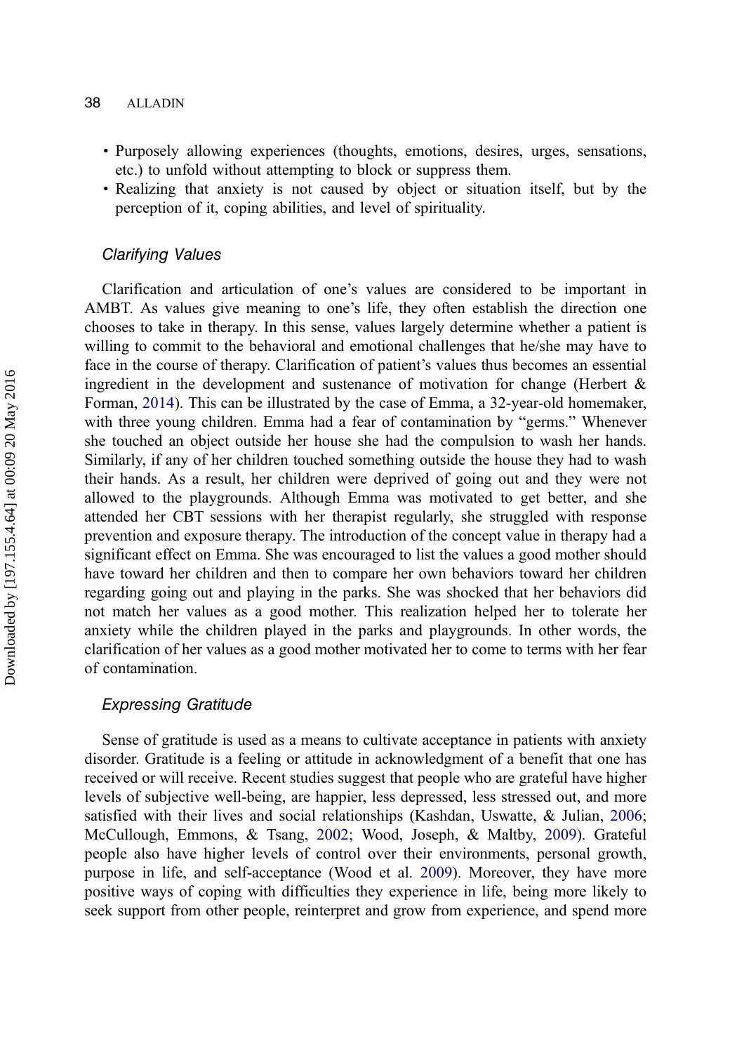- Purposely allowing experiences (thoughts, emotions, desires, urges, sensations, etc.) to unfold without attempting to block or suppress them.
- Realizing that anxiety is not caused by object or situation itself, but by the perception of it, coping abilities, and level of spirituality.

### *Clarifying Values*

Clarification and articulation of one's values are considered to be important in AMBT. As values give meaning to one's life, they often establish the direction one chooses to take in therapy. In this sense, values largely determine whether a patient is willing to commit to the behavioral and emotional challenges that he/she may have to face in the course of therapy. Clarification of patient's values thus becomes an essential ingredient in the development and sustenance of motivation for change (Herbert & Forman, 2014). This can be illustrated by the case of Emma, a 32-year-old homemaker, with three young children. Emma had a fear of contamination by "germs." Whenever she touched an object outside her house she had the compulsion to wash her hands. Similarly, if any of her children touched something outside the house they had to wash their hands. As a result, her children were deprived of going out and they were not allowed to the playgrounds. Although Emma was motivated to get better, and she attended her CBT sessions with her therapist regularly, she struggled with response prevention and exposure therapy. The introduction of the concept value in therapy had a significant effect on Emma. She was encouraged to list the values a good mother should have toward her children and then to compare her own behaviors toward her children regarding going out and playing in the parks. She was shocked that her behaviors did not match her values as a good mother. This realization helped her to tolerate her anxiety while the children played in the parks and playgrounds. In other words, the clarification of her values as a good mother motivated her to come to terms with her fear of contamination.

### *Expressing Gratitude*

Sense of gratitude is used as a means to cultivate acceptance in patients with anxiety disorder. Gratitude is a feeling or attitude in acknowledgment of a benefit that one has received or will receive. Recent studies suggest that people who are grateful have higher levels of subjective well-being, are happier, less depressed, less stressed out, and more satisfied with their lives and social relationships (Kashdan, Uswatte, & Julian, 2006; McCullough, Emmons, & Tsang, 2002; Wood, Joseph, & Maltby, 2009). Grateful people also have higher levels of control over their environments, personal growth, purpose in life, and self-acceptance (Wood et al. 2009). Moreover, they have more positive ways of coping with difficulties they experience in life, being more likely to seek support from other people, reinterpret and grow from experience, and spend more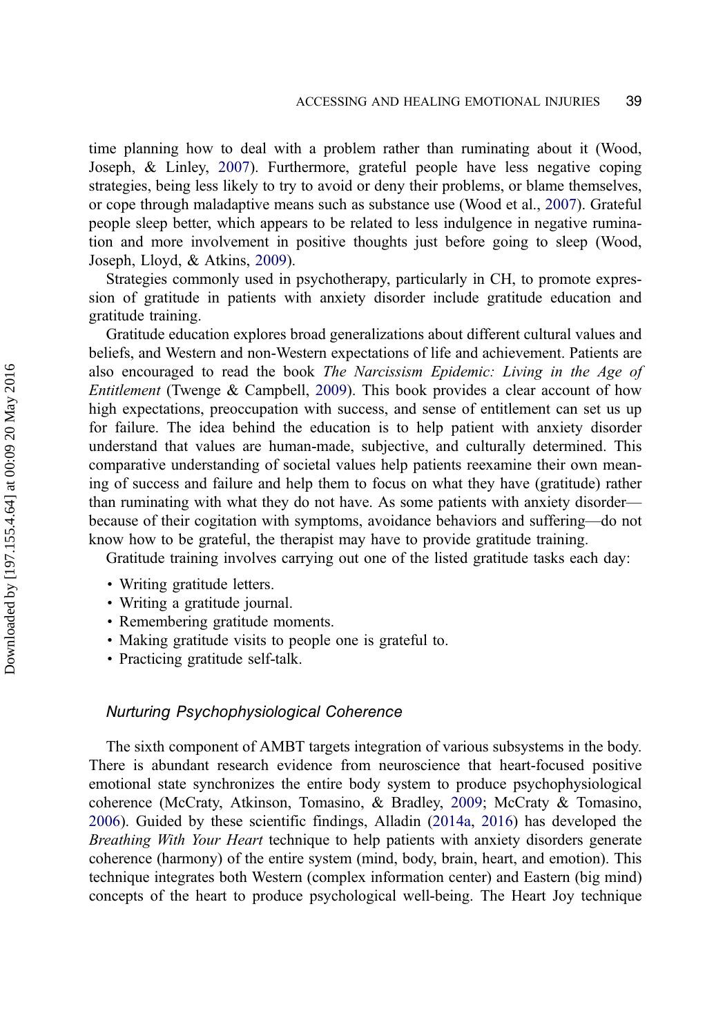time planning how to deal with a problem rather than ruminating about it (Wood, Joseph, & Linley, 2007). Furthermore, grateful people have less negative coping strategies, being less likely to try to avoid or deny their problems, or blame themselves, or cope through maladaptive means such as substance use (Wood et al., 2007). Grateful people sleep better, which appears to be related to less indulgence in negative rumination and more involvement in positive thoughts just before going to sleep (Wood, Joseph, Lloyd, & Atkins, 2009).

Strategies commonly used in psychotherapy, particularly in CH, to promote expression of gratitude in patients with anxiety disorder include gratitude education and gratitude training.

Gratitude education explores broad generalizations about different cultural values and beliefs, and Western and non-Western expectations of life and achievement. Patients are also encouraged to read the book *The Narcissism Epidemic: Living in the Age of Entitlement* (Twenge & Campbell, 2009). This book provides a clear account of how high expectations, preoccupation with success, and sense of entitlement can set us up for failure. The idea behind the education is to help patient with anxiety disorder understand that values are human-made, subjective, and culturally determined. This comparative understanding of societal values help patients reexamine their own meaning of success and failure and help them to focus on what they have (gratitude) rather than ruminating with what they do not have. As some patients with anxiety disorder—because of their cogitation with symptoms, avoidance behaviors and suffering—do not know how to be grateful, the therapist may have to provide gratitude training.

Gratitude training involves carrying out one of the listed gratitude tasks each day:

- Writing gratitude letters.
- Writing a gratitude journal.
- Remembering gratitude moments.
- Making gratitude visits to people one is grateful to.
- Practicing gratitude self-talk.

### *Nurturing Psychophysiological Coherence*

The sixth component of AMBT targets integration of various subsystems in the body. There is abundant research evidence from neuroscience that heart-focused positive emotional state synchronizes the entire body system to produce psychophysiological coherence (McCraty, Atkinson, Tomasino, & Bradley, 2009; McCraty & Tomasino, 2006). Guided by these scientific findings, Alladin (2014a, 2016) has developed the *Breathing With Your Heart* technique to help patients with anxiety disorders generate coherence (harmony) of the entire system (mind, body, brain, heart, and emotion). This technique integrates both Western (complex information center) and Eastern (big mind) concepts of the heart to produce psychological well-being. The Heart Joy technique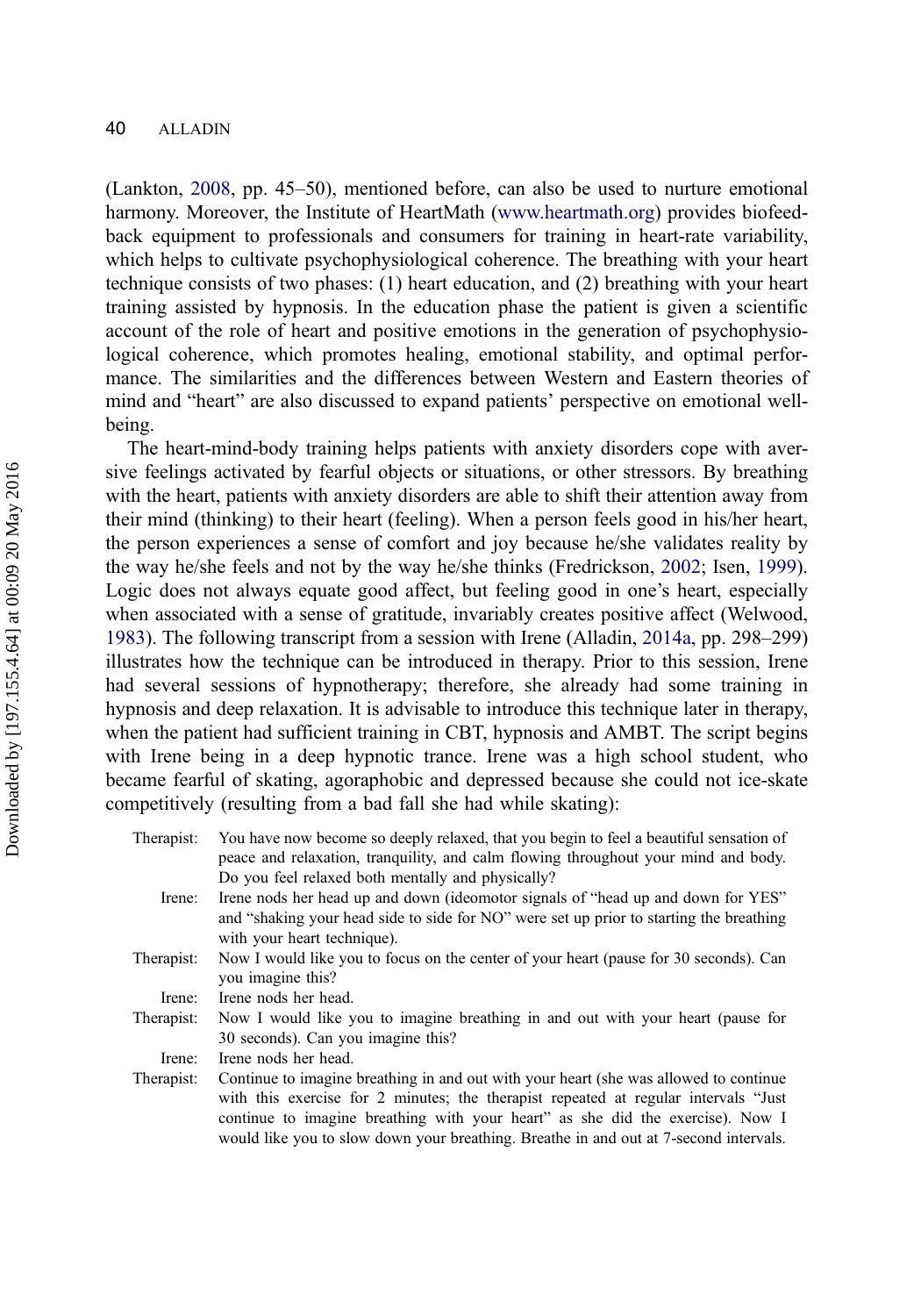(Lankton, 2008, pp. 45–50), mentioned before, can also be used to nurture emotional harmony. Moreover, the Institute of HeartMath (www.heartmath.org) provides biofeedback equipment to professionals and consumers for training in heart-rate variability, which helps to cultivate psychophysiological coherence. The breathing with your heart technique consists of two phases: (1) heart education, and (2) breathing with your heart training assisted by hypnosis. In the education phase the patient is given a scientific account of the role of heart and positive emotions in the generation of psychophysiological coherence, which promotes healing, emotional stability, and optimal performance. The similarities and the differences between Western and Eastern theories of mind and "heart" are also discussed to expand patients' perspective on emotional well-being.

The heart-mind-body training helps patients with anxiety disorders cope with aversive feelings activated by fearful objects or situations, or other stressors. By breathing with the heart, patients with anxiety disorders are able to shift their attention away from their mind (thinking) to their heart (feeling). When a person feels good in his/her heart, the person experiences a sense of comfort and joy because he/she validates reality by the way he/she feels and not by the way he/she thinks (Fredrickson, 2002; Isen, 1999). Logic does not always equate good affect, but feeling good in one's heart, especially when associated with a sense of gratitude, invariably creates positive affect (Welwood, 1983). The following transcript from a session with Irene (Alladin, 2014a, pp. 298–299) illustrates how the technique can be introduced in therapy. Prior to this session, Irene had several sessions of hypnotherapy; therefore, she already had some training in hypnosis and deep relaxation. It is advisable to introduce this technique later in therapy, when the patient had sufficient training in CBT, hypnosis and AMBT. The script begins with Irene being in a deep hypnotic trance. Irene was a high school student, who became fearful of skating, agoraphobic and depressed because she could not ice-skate competitively (resulting from a bad fall she had while skating):

Therapist: You have now become so deeply relaxed, that you begin to feel a beautiful sensation of peace and relaxation, tranquility, and calm flowing throughout your mind and body. Do you feel relaxed both mentally and physically?

Irene: Irene nods her head up and down (ideomotor signals of "head up and down for YES" and "shaking your head side to side for NO" were set up prior to starting the breathing with your heart technique).

Therapist: Now I would like you to focus on the center of your heart (pause for 30 seconds). Can you imagine this?

Irene: Irene nods her head.

Therapist: Now I would like you to imagine breathing in and out with your heart (pause for 30 seconds). Can you imagine this?

Irene: Irene nods her head.

Therapist: Continue to imagine breathing in and out with your heart (she was allowed to continue with this exercise for 2 minutes; the therapist repeated at regular intervals "Just continue to imagine breathing with your heart" as she did the exercise). Now I would like you to slow down your breathing. Breathe in and out at 7-second intervals.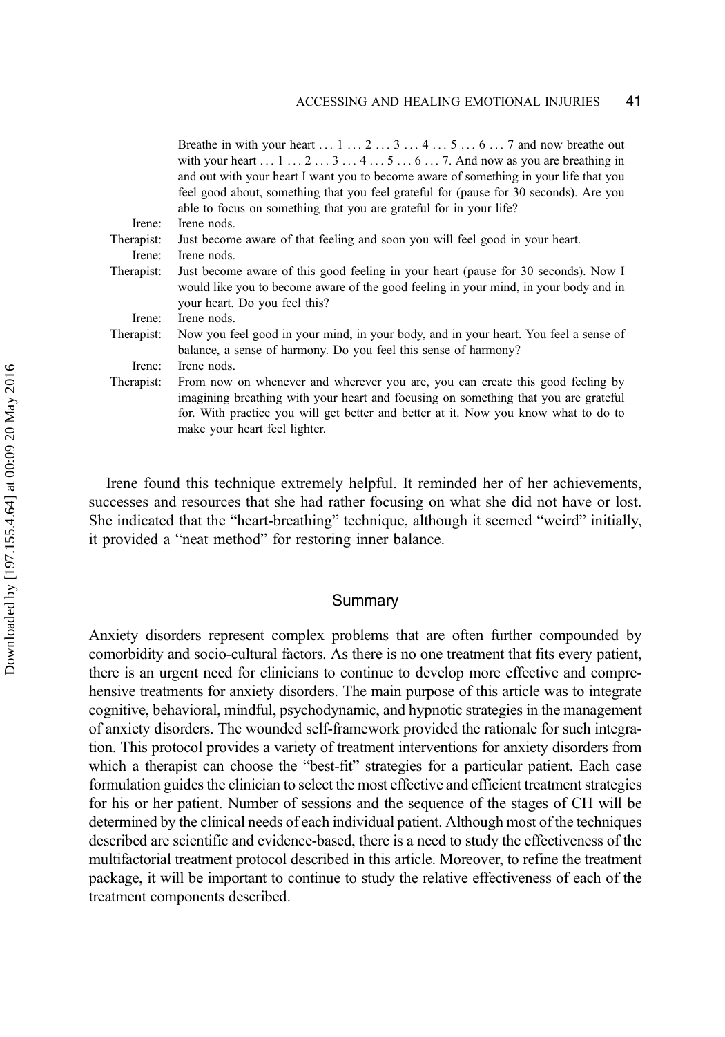Breathe in with your heart ... 1 ... 2 ... 3 ... 4 ... 5 ... 6 ... 7 and now breathe out with your heart ... 1 ... 2 ... 3 ... 4 ... 5 ... 6 ... 7. And now as you are breathing in and out with your heart I want you to become aware of something in your life that you feel good about, something that you feel grateful for (pause for 30 seconds). Are you able to focus on something that you are grateful for in your life?

Irene: Irene nods.

Therapist: Just become aware of that feeling and soon you will feel good in your heart.

Irene: Irene nods.

Therapist: Just become aware of this good feeling in your heart (pause for 30 seconds). Now I would like you to become aware of the good feeling in your mind, in your body and in your heart. Do you feel this?

Irene: Irene nods.

Therapist: Now you feel good in your mind, in your body, and in your heart. You feel a sense of balance, a sense of harmony. Do you feel this sense of harmony?

Irene: Irene nods.

Therapist: From now on whenever and wherever you are, you can create this good feeling by imagining breathing with your heart and focusing on something that you are grateful for. With practice you will get better and better at it. Now you know what to do to make your heart feel lighter.

Irene found this technique extremely helpful. It reminded her of her achievements, successes and resources that she had rather focusing on what she did not have or lost. She indicated that the "heart-breathing" technique, although it seemed "weird" initially, it provided a "neat method" for restoring inner balance.

## Summary

Anxiety disorders represent complex problems that are often further compounded by comorbidity and socio-cultural factors. As there is no one treatment that fits every patient, there is an urgent need for clinicians to continue to develop more effective and comprehensive treatments for anxiety disorders. The main purpose of this article was to integrate cognitive, behavioral, mindful, psychodynamic, and hypnotic strategies in the management of anxiety disorders. The wounded self-framework provided the rationale for such integration. This protocol provides a variety of treatment interventions for anxiety disorders from which a therapist can choose the "best-fit" strategies for a particular patient. Each case formulation guides the clinician to select the most effective and efficient treatment strategies for his or her patient. Number of sessions and the sequence of the stages of CH will be determined by the clinical needs of each individual patient. Although most of the techniques described are scientific and evidence-based, there is a need to study the effectiveness of the multifactorial treatment protocol described in this article. Moreover, to refine the treatment package, it will be important to continue to study the relative effectiveness of each of the treatment components described.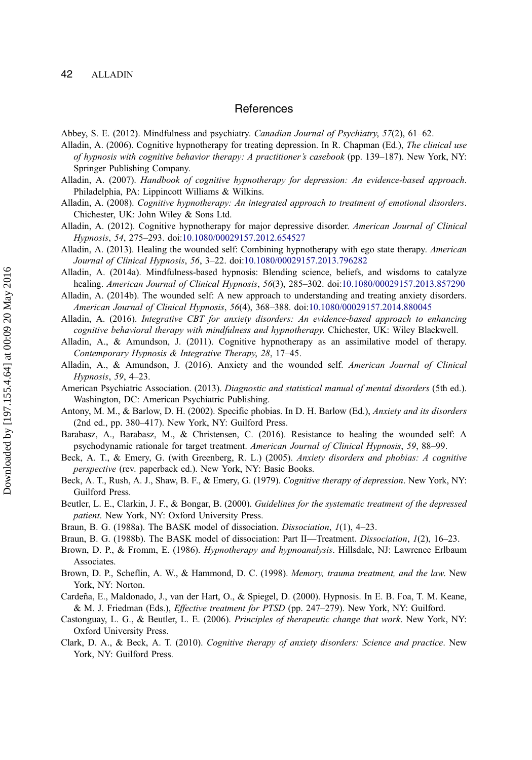## References

Abbey, S. E. (2012). Mindfulness and psychiatry. *Canadian Journal of Psychiatry*, *57*(2), 61–62.

Alladin, A. (2006). Cognitive hypnotherapy for treating depression. In R. Chapman (Ed.), *The clinical use of hypnosis with cognitive behavior therapy: A practitioner's casebook* (pp. 139–187). New York, NY: Springer Publishing Company.

Alladin, A. (2007). *Handbook of cognitive hypnotherapy for depression: An evidence-based approach*. Philadelphia, PA: Lippincott Williams & Wilkins.

Alladin, A. (2008). *Cognitive hypnotherapy: An integrated approach to treatment of emotional disorders*. Chichester, UK: John Wiley & Sons Ltd.

Alladin, A. (2012). Cognitive hypnotherapy for major depressive disorder. *American Journal of Clinical Hypnosis*, *54*, 275–293. doi:10.1080/00029157.2012.654527

Alladin, A. (2013). Healing the wounded self: Combining hypnotherapy with ego state therapy. *American Journal of Clinical Hypnosis*, *56*, 3–22. doi:10.1080/00029157.2013.796282

Alladin, A. (2014a). Mindfulness-based hypnosis: Blending science, beliefs, and wisdoms to catalyze healing. *American Journal of Clinical Hypnosis*, *56*(3), 285–302. doi:10.1080/00029157.2013.857290

Alladin, A. (2014b). The wounded self: A new approach to understanding and treating anxiety disorders. *American Journal of Clinical Hypnosis*, *56*(4), 368–388. doi:10.1080/00029157.2014.880045

Alladin, A. (2016). *Integrative CBT for anxiety disorders: An evidence-based approach to enhancing cognitive behavioral therapy with mindfulness and hypnotherapy*. Chichester, UK: Wiley Blackwell.

Alladin, A., & Amundson, J. (2011). Cognitive hypnotherapy as an assimilative model of therapy. *Contemporary Hypnosis & Integrative Therapy*, *28*, 17–45.

Alladin, A., & Amundson, J. (2016). Anxiety and the wounded self. *American Journal of Clinical Hypnosis*, *59*, 4–23.

American Psychiatric Association. (2013). *Diagnostic and statistical manual of mental disorders* (5th ed.). Washington, DC: American Psychiatric Publishing.

Antony, M. M., & Barlow, D. H. (2002). Specific phobias. In D. H. Barlow (Ed.), *Anxiety and its disorders* (2nd ed., pp. 380–417). New York, NY: Guilford Press.

Barabasz, A., Barabasz, M., & Christensen, C. (2016). Resistance to healing the wounded self: A psychodynamic rationale for target treatment. *American Journal of Clinical Hypnosis*, *59*, 88–99.

Beck, A. T., & Emery, G. (with Greenberg, R. L.) (2005). *Anxiety disorders and phobias: A cognitive perspective* (rev. paperback ed.). New York, NY: Basic Books.

Beck, A. T., Rush, A. J., Shaw, B. F., & Emery, G. (1979). *Cognitive therapy of depression*. New York, NY: Guilford Press.

Beutler, L. E., Clarkin, J. F., & Bongar, B. (2000). *Guidelines for the systematic treatment of the depressed patient*. New York, NY: Oxford University Press.

Braun, B. G. (1988a). The BASK model of dissociation. *Dissociation*, *1*(1), 4–23.

Braun, B. G. (1988b). The BASK model of dissociation: Part II—Treatment. *Dissociation*, *1*(2), 16–23.

Brown, D. P., & Fromm, E. (1986). *Hypnotherapy and hypnoanalysis*. Hillsdale, NJ: Lawrence Erlbaum Associates.

Brown, D. P., Scheflin, A. W., & Hammond, D. C. (1998). *Memory, trauma treatment, and the law*. New York, NY: Norton.

Cardeña, E., Maldonado, J., van der Hart, O., & Spiegel, D. (2000). Hypnosis. In E. B. Foa, T. M. Keane, & M. J. Friedman (Eds.), *Effective treatment for PTSD* (pp. 247–279). New York, NY: Guilford.

Castonguay, L. G., & Beutler, L. E. (2006). *Principles of therapeutic change that work*. New York, NY: Oxford University Press.

Clark, D. A., & Beck, A. T. (2010). *Cognitive therapy of anxiety disorders: Science and practice*. New York, NY: Guilford Press.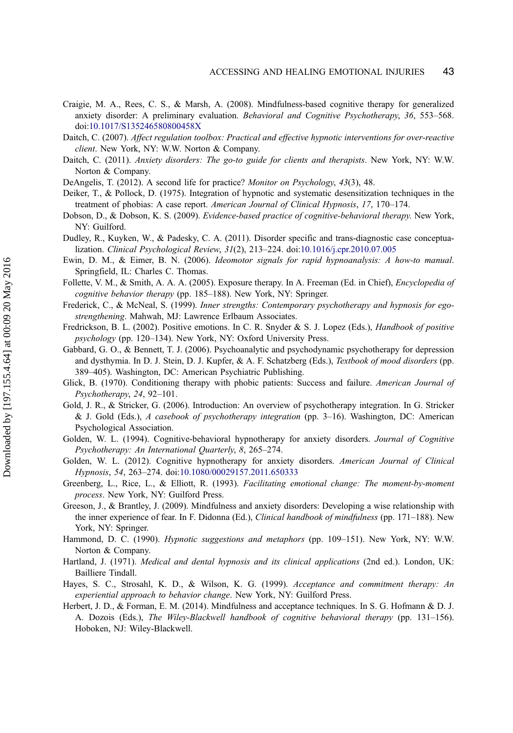Craigie, M. A., Rees, C. S., & Marsh, A. (2008). Mindfulness-based cognitive therapy for generalized anxiety disorder: A preliminary evaluation. *Behavioral and Cognitive Psychotherapy*, *36*, 553–568. doi:10.1017/S135246580800458X

Daitch, C. (2007). *Affect regulation toolbox: Practical and effective hypnotic interventions for over-reactive client*. New York, NY: W.W. Norton & Company.

Daitch, C. (2011). *Anxiety disorders: The go-to guide for clients and therapists*. New York, NY: W.W. Norton & Company.

DeAngelis, T. (2012). A second life for practice? *Monitor on Psychology*, *43*(3), 48.

Deiker, T., & Pollock, D. (1975). Integration of hypnotic and systematic desensitization techniques in the treatment of phobias: A case report. *American Journal of Clinical Hypnosis*, *17*, 170–174.

Dobson, D., & Dobson, K. S. (2009). *Evidence-based practice of cognitive-behavioral therapy*. New York, NY: Guilford.

Dudley, R., Kuyken, W., & Padesky, C. A. (2011). Disorder specific and trans-diagnostic case conceptualization. *Clinical Psychological Review*, *31*(2), 213–224. doi:10.1016/j.cpr.2010.07.005

Ewin, D. M., & Eimer, B. N. (2006). *Ideomotor signals for rapid hypnoanalysis: A how-to manual*. Springfield, IL: Charles C. Thomas.

Follette, V. M., & Smith, A. A. A. (2005). Exposure therapy. In A. Freeman (Ed. in Chief), *Encyclopedia of cognitive behavior therapy* (pp. 185–188). New York, NY: Springer.

Frederick, C., & McNeal, S. (1999). *Inner strengths: Contemporary psychotherapy and hypnosis for ego-strengthening*. Mahwah, MJ: Lawrence Erlbaum Associates.

Fredrickson, B. L. (2002). Positive emotions. In C. R. Snyder & S. J. Lopez (Eds.), *Handbook of positive psychology* (pp. 120–134). New York, NY: Oxford University Press.

Gabbard, G. O., & Bennett, T. J. (2006). Psychoanalytic and psychodynamic psychotherapy for depression and dysthymia. In D. J. Stein, D. J. Kupfer, & A. F. Schatzberg (Eds.), *Textbook of mood disorders* (pp. 389–405). Washington, DC: American Psychiatric Publishing.

Glick, B. (1970). Conditioning therapy with phobic patients: Success and failure. *American Journal of Psychotherapy*, *24*, 92–101.

Gold, J. R., & Stricker, G. (2006). Introduction: An overview of psychotherapy integration. In G. Stricker & J. Gold (Eds.), *A casebook of psychotherapy integration* (pp. 3–16). Washington, DC: American Psychological Association.

Golden, W. L. (1994). Cognitive-behavioral hypnotherapy for anxiety disorders. *Journal of Cognitive Psychotherapy: An International Quarterly*, *8*, 265–274.

Golden, W. L. (2012). Cognitive hypnotherapy for anxiety disorders. *American Journal of Clinical Hypnosis*, *54*, 263–274. doi:10.1080/00029157.2011.650333

Greenberg, L., Rice, L., & Elliott, R. (1993). *Facilitating emotional change: The moment-by-moment process*. New York, NY: Guilford Press.

Greeson, J., & Brantley, J. (2009). Mindfulness and anxiety disorders: Developing a wise relationship with the inner experience of fear. In F. Didonna (Ed.), *Clinical handbook of mindfulness* (pp. 171–188). New York, NY: Springer.

Hammond, D. C. (1990). *Hypnotic suggestions and metaphors* (pp. 109–151). New York, NY: W.W. Norton & Company.

Hartland, J. (1971). *Medical and dental hypnosis and its clinical applications* (2nd ed.). London, UK: Bailliere Tindall.

Hayes, S. C., Strosahl, K. D., & Wilson, K. G. (1999). *Acceptance and commitment therapy: An experiential approach to behavior change*. New York, NY: Guilford Press.

Herbert, J. D., & Forman, E. M. (2014). Mindfulness and acceptance techniques. In S. G. Hofmann & D. J. A. Dozois (Eds.), *The Wiley-Blackwell handbook of cognitive behavioral therapy* (pp. 131–156). Hoboken, NJ: Wiley-Blackwell.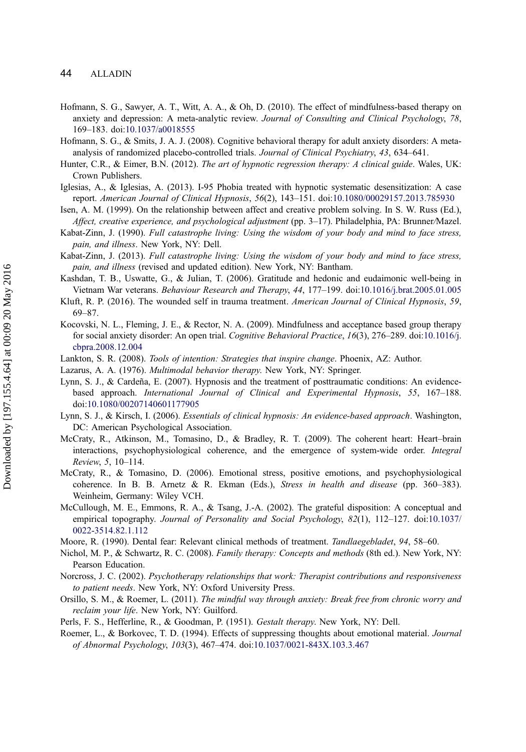Hofmann, S. G., Sawyer, A. T., Witt, A. A., & Oh, D. (2010). The effect of mindfulness-based therapy on anxiety and depression: A meta-analytic review. *Journal of Consulting and Clinical Psychology*, *78*, 169–183. doi:10.1037/a0018555

Hofmann, S. G., & Smits, J. A. J. (2008). Cognitive behavioral therapy for adult anxiety disorders: A meta-analysis of randomized placebo-controlled trials. *Journal of Clinical Psychiatry*, *43*, 634–641.

Hunter, C.R., & Eimer, B.N. (2012). *The art of hypnotic regression therapy: A clinical guide*. Wales, UK: Crown Publishers.

Iglesias, A., & Iglesias, A. (2013). I-95 Phobia treated with hypnotic systematic desensitization: A case report. *American Journal of Clinical Hypnosis*, *56*(2), 143–151. doi:10.1080/00029157.2013.785930

Isen, A. M. (1999). On the relationship between affect and creative problem solving. In S. W. Russ (Ed.), *Affect, creative experience, and psychological adjustment* (pp. 3–17). Philadelphia, PA: Brunner/Mazel.

Kabat-Zinn, J. (1990). *Full catastrophe living: Using the wisdom of your body and mind to face stress, pain, and illness*. New York, NY: Dell.

Kabat-Zinn, J. (2013). *Full catastrophe living: Using the wisdom of your body and mind to face stress, pain, and illness* (revised and updated edition). New York, NY: Bantham.

Kashdan, T. B., Uswatte, G., & Julian, T. (2006). Gratitude and hedonic and eudaimonic well-being in Vietnam War veterans. *Behaviour Research and Therapy*, *44*, 177–199. doi:10.1016/j.brat.2005.01.005

Kluft, R. P. (2016). The wounded self in trauma treatment. *American Journal of Clinical Hypnosis*, *59*, 69–87.

Kocovski, N. L., Fleming, J. E., & Rector, N. A. (2009). Mindfulness and acceptance based group therapy for social anxiety disorder: An open trial. *Cognitive Behavioral Practice*, *16*(3), 276–289. doi:10.1016/j.cbpra.2008.12.004

Lankton, S. R. (2008). *Tools of intention: Strategies that inspire change*. Phoenix, AZ: Author.

Lazarus, A. A. (1976). *Multimodal behavior therapy*. New York, NY: Springer.

Lynn, S. J., & Cardeña, E. (2007). Hypnosis and the treatment of posttraumatic conditions: An evidence-based approach. *International Journal of Clinical and Experimental Hypnosis*, *55*, 167–188. doi:10.1080/00207140601177905

Lynn, S. J., & Kirsch, I. (2006). *Essentials of clinical hypnosis: An evidence-based approach*. Washington, DC: American Psychological Association.

McCraty, R., Atkinson, M., Tomasino, D., & Bradley, R. T. (2009). The coherent heart: Heart–brain interactions, psychophysiological coherence, and the emergence of system-wide order. *Integral Review*, *5*, 10–114.

McCraty, R., & Tomasino, D. (2006). Emotional stress, positive emotions, and psychophysiological coherence. In B. B. Arnetz & R. Ekman (Eds.), *Stress in health and disease* (pp. 360–383). Weinheim, Germany: Wiley VCH.

McCullough, M. E., Emmons, R. A., & Tsang, J.-A. (2002). The grateful disposition: A conceptual and empirical topography. *Journal of Personality and Social Psychology*, *82*(1), 112–127. doi:10.1037/0022-3514.82.1.112

Moore, R. (1990). Dental fear: Relevant clinical methods of treatment. *Tandlaegebladet*, *94*, 58–60.

Nichol, M. P., & Schwartz, R. C. (2008). *Family therapy: Concepts and methods* (8th ed.). New York, NY: Pearson Education.

Norcross, J. C. (2002). *Psychotherapy relationships that work: Therapist contributions and responsiveness to patient needs*. New York, NY: Oxford University Press.

Orsillo, S. M., & Roemer, L. (2011). *The mindful way through anxiety: Break free from chronic worry and reclaim your life*. New York, NY: Guilford.

Perls, F. S., Hefferline, R., & Goodman, P. (1951). *Gestalt therapy*. New York, NY: Dell.

Roemer, L., & Borkovec, T. D. (1994). Effects of suppressing thoughts about emotional material. *Journal of Abnormal Psychology*, *103*(3), 467–474. doi:10.1037/0021-843X.103.3.467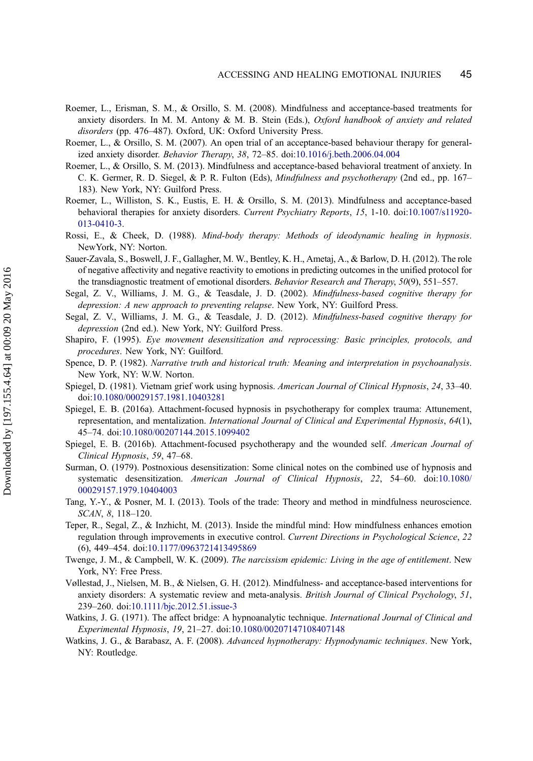Roemer, L., Erisman, S. M., & Orsillo, S. M. (2008). Mindfulness and acceptance-based treatments for anxiety disorders. In M. M. Antony & M. B. Stein (Eds.), *Oxford handbook of anxiety and related disorders* (pp. 476–487). Oxford, UK: Oxford University Press.

Roemer, L., & Orsillo, S. M. (2007). An open trial of an acceptance-based behaviour therapy for generalized anxiety disorder. *Behavior Therapy*, *38*, 72–85. doi:10.1016/j.beth.2006.04.004

Roemer, L., & Orsillo, S. M. (2013). Mindfulness and acceptance-based behavioral treatment of anxiety. In C. K. Germer, R. D. Siegel, & P. R. Fulton (Eds), *Mindfulness and psychotherapy* (2nd ed., pp. 167–183). New York, NY: Guilford Press.

Roemer, L., Williston, S. K., Eustis, E. H. & Orsillo, S. M. (2013). Mindfulness and acceptance-based behavioral therapies for anxiety disorders. *Current Psychiatry Reports*, *15*, 1-10. doi:10.1007/s11920-013-0410-3.

Rossi, E., & Cheek, D. (1988). *Mind-body therapy: Methods of ideodynamic healing in hypnosis*. NewYork, NY: Norton.

Sauer-Zavala, S., Boswell, J. F., Gallagher, M. W., Bentley, K. H., Ametaj, A., & Barlow, D. H. (2012). The role of negative affectivity and negative reactivity to emotions in predicting outcomes in the unified protocol for the transdiagnostic treatment of emotional disorders. *Behavior Research and Therapy*, *50*(9), 551–557.

Segal, Z. V., Williams, J. M. G., & Teasdale, J. D. (2002). *Mindfulness-based cognitive therapy for depression: A new approach to preventing relapse*. New York, NY: Guilford Press.

Segal, Z. V., Williams, J. M. G., & Teasdale, J. D. (2012). *Mindfulness-based cognitive therapy for depression* (2nd ed.). New York, NY: Guilford Press.

Shapiro, F. (1995). *Eye movement desensitization and reprocessing: Basic principles, protocols, and procedures*. New York, NY: Guilford.

Spence, D. P. (1982). *Narrative truth and historical truth: Meaning and interpretation in psychoanalysis*. New York, NY: W.W. Norton.

Spiegel, D. (1981). Vietnam grief work using hypnosis. *American Journal of Clinical Hypnosis*, *24*, 33–40. doi:10.1080/00029157.1981.10403281

Spiegel, E. B. (2016a). Attachment-focused hypnosis in psychotherapy for complex trauma: Attunement, representation, and mentalization. *International Journal of Clinical and Experimental Hypnosis*, *64*(1), 45–74. doi:10.1080/00207144.2015.1099402

Spiegel, E. B. (2016b). Attachment-focused psychotherapy and the wounded self. *American Journal of Clinical Hypnosis*, *59*, 47–68.

Surman, O. (1979). Postnoxious desensitization: Some clinical notes on the combined use of hypnosis and systematic desensitization. *American Journal of Clinical Hypnosis*, *22*, 54–60. doi:10.1080/00029157.1979.10404003

Tang, Y.-Y., & Posner, M. I. (2013). Tools of the trade: Theory and method in mindfulness neuroscience. *SCAN*, *8*, 118–120.

Teper, R., Segal, Z., & Inzhicht, M. (2013). Inside the mindful mind: How mindfulness enhances emotion regulation through improvements in executive control. *Current Directions in Psychological Science*, *22* (6), 449–454. doi:10.1177/0963721413495869

Twenge, J. M., & Campbell, W. K. (2009). *The narcissism epidemic: Living in the age of entitlement*. New York, NY: Free Press.

Vøllestad, J., Nielsen, M. B., & Nielsen, G. H. (2012). Mindfulness- and acceptance-based interventions for anxiety disorders: A systematic review and meta-analysis. *British Journal of Clinical Psychology*, *51*, 239–260. doi:10.1111/bjc.2012.51.issue-3

Watkins, J. G. (1971). The affect bridge: A hypnoanalytic technique. *International Journal of Clinical and Experimental Hypnosis*, *19*, 21–27. doi:10.1080/00207147108407148

Watkins, J. G., & Barabasz, A. F. (2008). *Advanced hypnotherapy: Hypnodynamic techniques*. New York, NY: Routledge.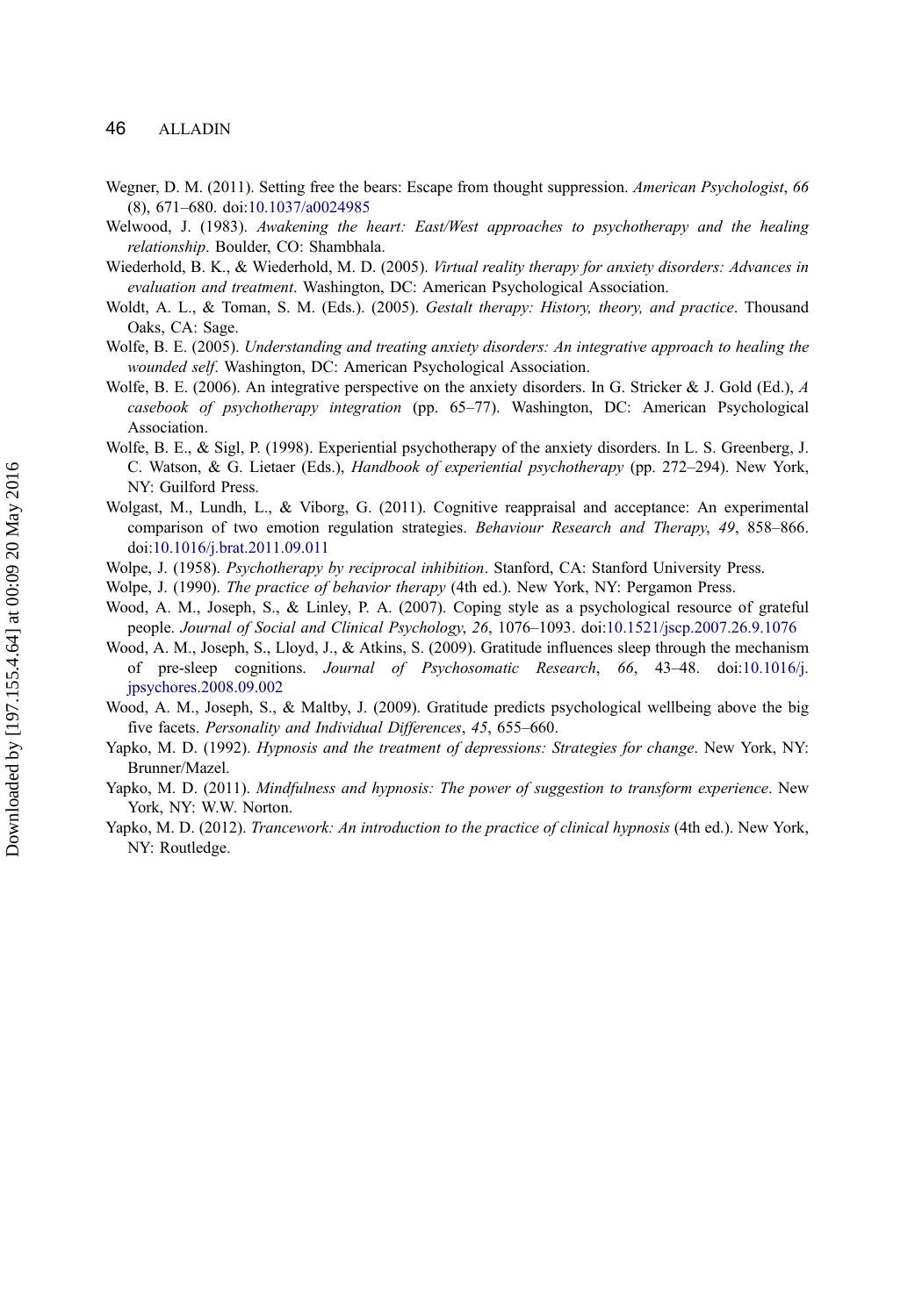Wegner, D. M. (2011). Setting free the bears: Escape from thought suppression. *American Psychologist*, *66* (8), 671–680. doi:10.1037/a0024985

Welwood, J. (1983). *Awakening the heart: East/West approaches to psychotherapy and the healing relationship*. Boulder, CO: Shambhala.

Wiederhold, B. K., & Wiederhold, M. D. (2005). *Virtual reality therapy for anxiety disorders: Advances in evaluation and treatment*. Washington, DC: American Psychological Association.

Woldt, A. L., & Toman, S. M. (Eds.). (2005). *Gestalt therapy: History, theory, and practice*. Thousand Oaks, CA: Sage.

Wolfe, B. E. (2005). *Understanding and treating anxiety disorders: An integrative approach to healing the wounded self*. Washington, DC: American Psychological Association.

Wolfe, B. E. (2006). An integrative perspective on the anxiety disorders. In G. Stricker & J. Gold (Ed.), *A casebook of psychotherapy integration* (pp. 65–77). Washington, DC: American Psychological Association.

Wolfe, B. E., & Sigl, P. (1998). Experiential psychotherapy of the anxiety disorders. In L. S. Greenberg, J. C. Watson, & G. Lietaer (Eds.), *Handbook of experiential psychotherapy* (pp. 272–294). New York, NY: Guilford Press.

Wolgast, M., Lundh, L., & Viborg, G. (2011). Cognitive reappraisal and acceptance: An experimental comparison of two emotion regulation strategies. *Behaviour Research and Therapy*, *49*, 858–866. doi:10.1016/j.brat.2011.09.011

Wolpe, J. (1958). *Psychotherapy by reciprocal inhibition*. Stanford, CA: Stanford University Press.

Wolpe, J. (1990). *The practice of behavior therapy* (4th ed.). New York, NY: Pergamon Press.

Wood, A. M., Joseph, S., & Linley, P. A. (2007). Coping style as a psychological resource of grateful people. *Journal of Social and Clinical Psychology*, *26*, 1076–1093. doi:10.1521/jscp.2007.26.9.1076

Wood, A. M., Joseph, S., Lloyd, J., & Atkins, S. (2009). Gratitude influences sleep through the mechanism of pre-sleep cognitions. *Journal of Psychosomatic Research*, *66*, 43–48. doi:10.1016/j.jpsychores.2008.09.002

Wood, A. M., Joseph, S., & Maltby, J. (2009). Gratitude predicts psychological wellbeing above the big five facets. *Personality and Individual Differences*, *45*, 655–660.

Yapko, M. D. (1992). *Hypnosis and the treatment of depressions: Strategies for change*. New York, NY: Brunner/Mazel.

Yapko, M. D. (2011). *Mindfulness and hypnosis: The power of suggestion to transform experience*. New York, NY: W.W. Norton.

Yapko, M. D. (2012). *Trancework: An introduction to the practice of clinical hypnosis* (4th ed.). New York, NY: Routledge.